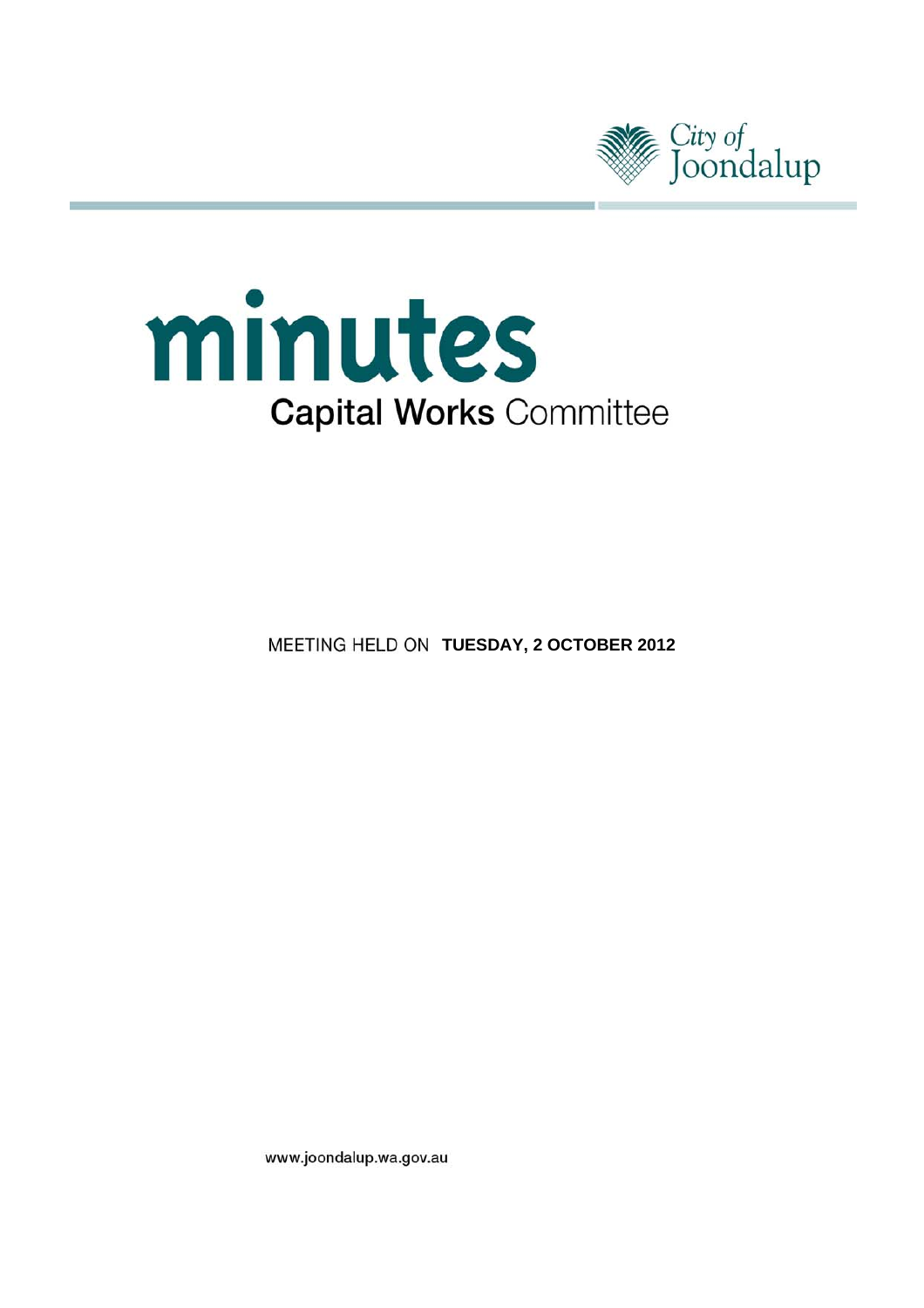City of Joondalup

# minutes

## Capital Works Committee

MEETING HELD ON **TUESDAY, 2 OCTOBER 2012**

www.joondalup.wa.gov.au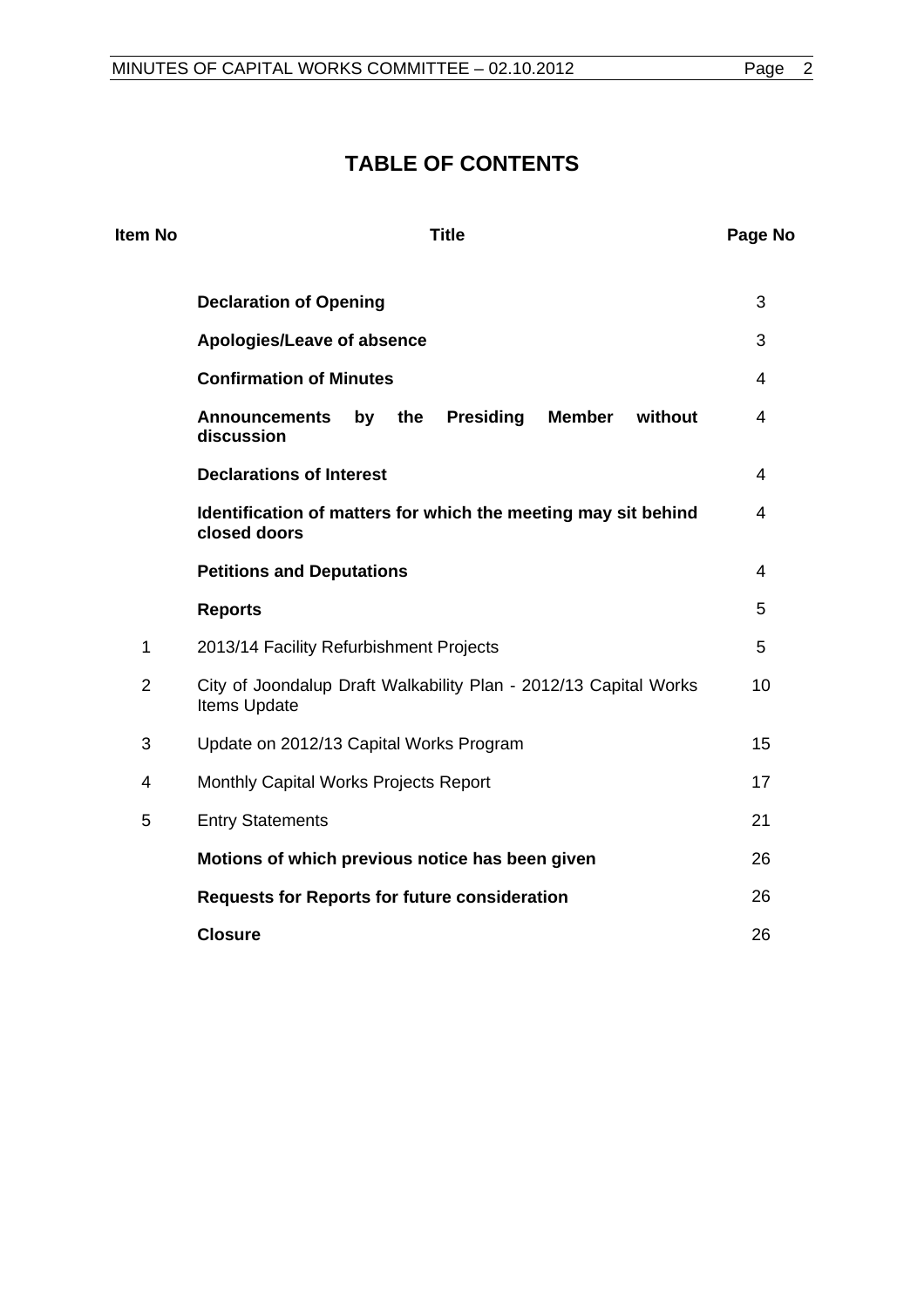# TABLE OF CONTENTS

| Item No | Title | Page No |
| --- | --- | --- |
| | **Declaration of Opening** | 3 |
| | **Apologies/Leave of absence** | 3 |
| | **Confirmation of Minutes** | 4 |
| | **Announcements by the Presiding Member without discussion** | 4 |
| | **Declarations of Interest** | 4 |
| | **Identification of matters for which the meeting may sit behind closed doors** | 4 |
| | **Petitions and Deputations** | 4 |
| | **Reports** | 5 |
| 1 | 2013/14 Facility Refurbishment Projects | 5 |
| 2 | City of Joondalup Draft Walkability Plan - 2012/13 Capital Works Items Update | 10 |
| 3 | Update on 2012/13 Capital Works Program | 15 |
| 4 | Monthly Capital Works Projects Report | 17 |
| 5 | Entry Statements | 21 |
| | **Motions of which previous notice has been given** | 26 |
| | **Requests for Reports for future consideration** | 26 |
| | **Closure** | 26 |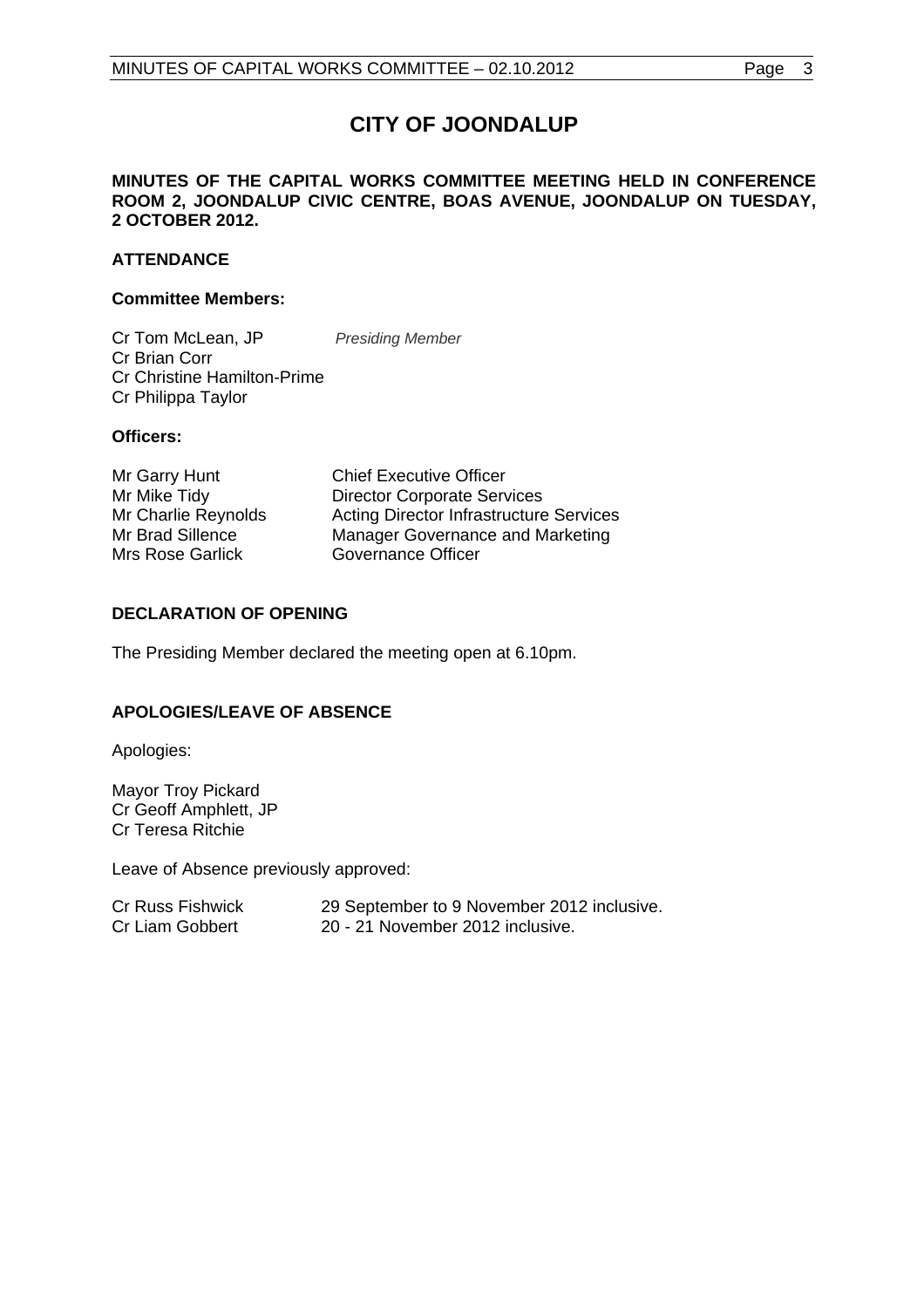# CITY OF JOONDALUP

**MINUTES OF THE CAPITAL WORKS COMMITTEE MEETING HELD IN CONFERENCE ROOM 2, JOONDALUP CIVIC CENTRE, BOAS AVENUE, JOONDALUP ON TUESDAY, 2 OCTOBER 2012.**

## ATTENDANCE

### Committee Members:

| | |
|---|---|
| Cr Tom McLean, JP | *Presiding Member* |
| Cr Brian Corr | |
| Cr Christine Hamilton-Prime | |
| Cr Philippa Taylor | |

### Officers:

| | |
|---|---|
| Mr Garry Hunt | Chief Executive Officer |
| Mr Mike Tidy | Director Corporate Services |
| Mr Charlie Reynolds | Acting Director Infrastructure Services |
| Mr Brad Sillence | Manager Governance and Marketing |
| Mrs Rose Garlick | Governance Officer |

## DECLARATION OF OPENING

The Presiding Member declared the meeting open at 6.10pm.

## APOLOGIES/LEAVE OF ABSENCE

Apologies:

Mayor Troy Pickard
Cr Geoff Amphlett, JP
Cr Teresa Ritchie

Leave of Absence previously approved:

| | |
|---|---|
| Cr Russ Fishwick | 29 September to 9 November 2012 inclusive. |
| Cr Liam Gobbert | 20 - 21 November 2012 inclusive. |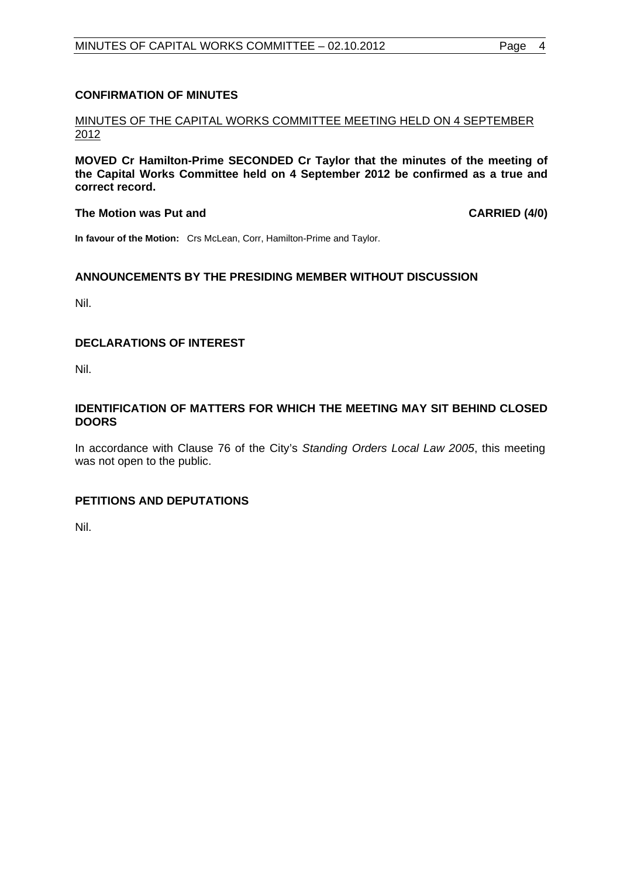## CONFIRMATION OF MINUTES

MINUTES OF THE CAPITAL WORKS COMMITTEE MEETING HELD ON 4 SEPTEMBER 2012

**MOVED Cr Hamilton-Prime SECONDED Cr Taylor that the minutes of the meeting of the Capital Works Committee held on 4 September 2012 be confirmed as a true and correct record.**

**The Motion was Put and CARRIED (4/0)**

**In favour of the Motion:** Crs McLean, Corr, Hamilton-Prime and Taylor.

## ANNOUNCEMENTS BY THE PRESIDING MEMBER WITHOUT DISCUSSION

Nil.

## DECLARATIONS OF INTEREST

Nil.

## IDENTIFICATION OF MATTERS FOR WHICH THE MEETING MAY SIT BEHIND CLOSED DOORS

In accordance with Clause 76 of the City's *Standing Orders Local Law 2005*, this meeting was not open to the public.

## PETITIONS AND DEPUTATIONS

Nil.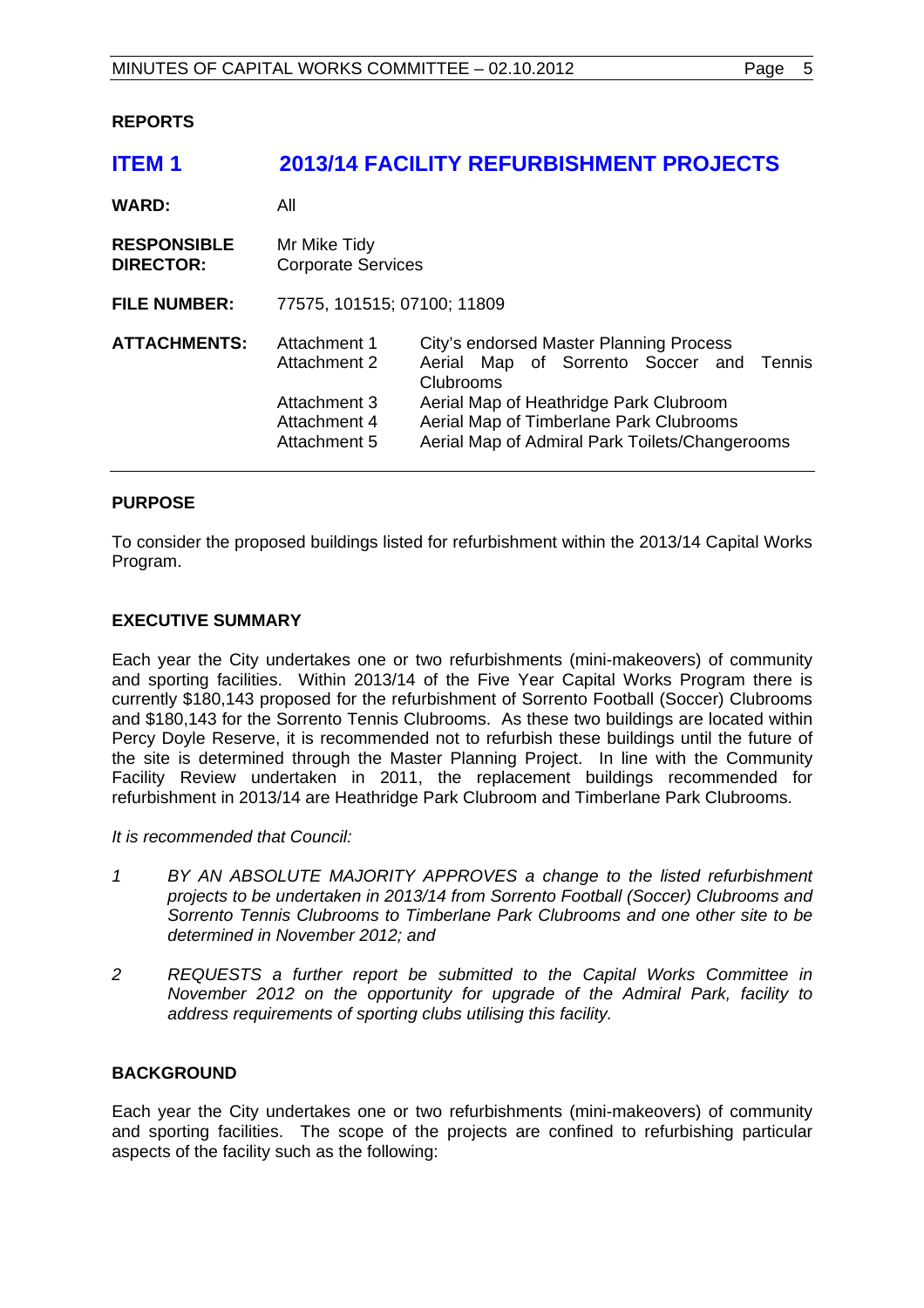**REPORTS**

## ITEM 1 2013/14 FACILITY REFURBISHMENT PROJECTS

| | | |
|---|---|---|
| **WARD:** | All | |
| **RESPONSIBLE DIRECTOR:** | Mr Mike Tidy<br>Corporate Services | |
| **FILE NUMBER:** | 77575, 101515; 07100; 11809 | |
| **ATTACHMENTS:** | Attachment 1 | City's endorsed Master Planning Process |
| | Attachment 2 | Aerial Map of Sorrento Soccer and Tennis Clubrooms |
| | Attachment 3 | Aerial Map of Heathridge Park Clubroom |
| | Attachment 4 | Aerial Map of Timberlane Park Clubrooms |
| | Attachment 5 | Aerial Map of Admiral Park Toilets/Changerooms |

**PURPOSE**

To consider the proposed buildings listed for refurbishment within the 2013/14 Capital Works Program.

**EXECUTIVE SUMMARY**

Each year the City undertakes one or two refurbishments (mini-makeovers) of community and sporting facilities. Within 2013/14 of the Five Year Capital Works Program there is currently $180,143 proposed for the refurbishment of Sorrento Football (Soccer) Clubrooms and $180,143 for the Sorrento Tennis Clubrooms. As these two buildings are located within Percy Doyle Reserve, it is recommended not to refurbish these buildings until the future of the site is determined through the Master Planning Project. In line with the Community Facility Review undertaken in 2011, the replacement buildings recommended for refurbishment in 2013/14 are Heathridge Park Clubroom and Timberlane Park Clubrooms.

*It is recommended that Council:*

1. *BY AN ABSOLUTE MAJORITY APPROVES a change to the listed refurbishment projects to be undertaken in 2013/14 from Sorrento Football (Soccer) Clubrooms and Sorrento Tennis Clubrooms to Timberlane Park Clubrooms and one other site to be determined in November 2012; and*

2. *REQUESTS a further report be submitted to the Capital Works Committee in November 2012 on the opportunity for upgrade of the Admiral Park, facility to address requirements of sporting clubs utilising this facility.*

**BACKGROUND**

Each year the City undertakes one or two refurbishments (mini-makeovers) of community and sporting facilities. The scope of the projects are confined to refurbishing particular aspects of the facility such as the following: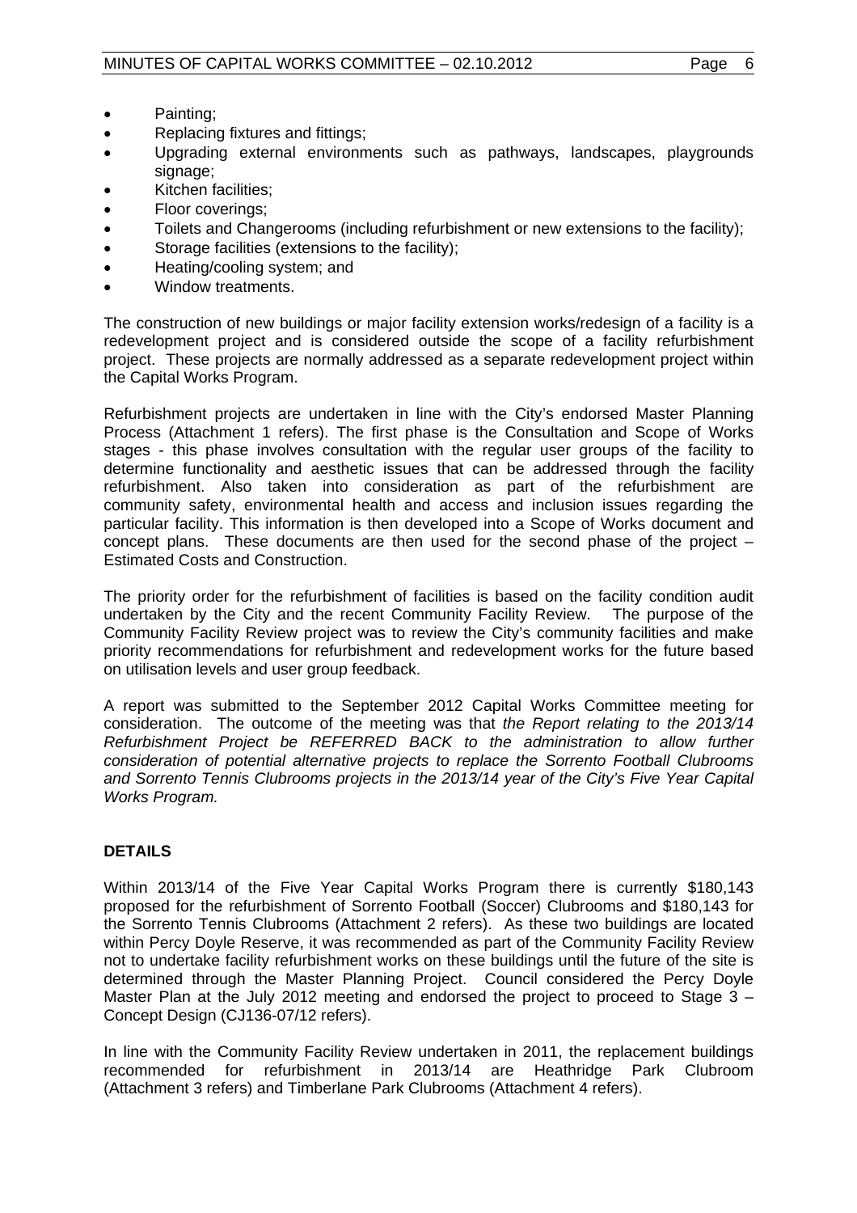- Painting;
- Replacing fixtures and fittings;
- Upgrading external environments such as pathways, landscapes, playgrounds signage;
- Kitchen facilities;
- Floor coverings;
- Toilets and Changerooms (including refurbishment or new extensions to the facility);
- Storage facilities (extensions to the facility);
- Heating/cooling system; and
- Window treatments.

The construction of new buildings or major facility extension works/redesign of a facility is a redevelopment project and is considered outside the scope of a facility refurbishment project. These projects are normally addressed as a separate redevelopment project within the Capital Works Program.

Refurbishment projects are undertaken in line with the City's endorsed Master Planning Process (Attachment 1 refers). The first phase is the Consultation and Scope of Works stages - this phase involves consultation with the regular user groups of the facility to determine functionality and aesthetic issues that can be addressed through the facility refurbishment. Also taken into consideration as part of the refurbishment are community safety, environmental health and access and inclusion issues regarding the particular facility. This information is then developed into a Scope of Works document and concept plans. These documents are then used for the second phase of the project – Estimated Costs and Construction.

The priority order for the refurbishment of facilities is based on the facility condition audit undertaken by the City and the recent Community Facility Review. The purpose of the Community Facility Review project was to review the City's community facilities and make priority recommendations for refurbishment and redevelopment works for the future based on utilisation levels and user group feedback.

A report was submitted to the September 2012 Capital Works Committee meeting for consideration. The outcome of the meeting was that *the Report relating to the 2013/14 Refurbishment Project be REFERRED BACK to the administration to allow further consideration of potential alternative projects to replace the Sorrento Football Clubrooms and Sorrento Tennis Clubrooms projects in the 2013/14 year of the City's Five Year Capital Works Program.*

## DETAILS

Within 2013/14 of the Five Year Capital Works Program there is currently $180,143 proposed for the refurbishment of Sorrento Football (Soccer) Clubrooms and $180,143 for the Sorrento Tennis Clubrooms (Attachment 2 refers). As these two buildings are located within Percy Doyle Reserve, it was recommended as part of the Community Facility Review not to undertake facility refurbishment works on these buildings until the future of the site is determined through the Master Planning Project. Council considered the Percy Doyle Master Plan at the July 2012 meeting and endorsed the project to proceed to Stage 3 – Concept Design (CJ136-07/12 refers).

In line with the Community Facility Review undertaken in 2011, the replacement buildings recommended for refurbishment in 2013/14 are Heathridge Park Clubroom (Attachment 3 refers) and Timberlane Park Clubrooms (Attachment 4 refers).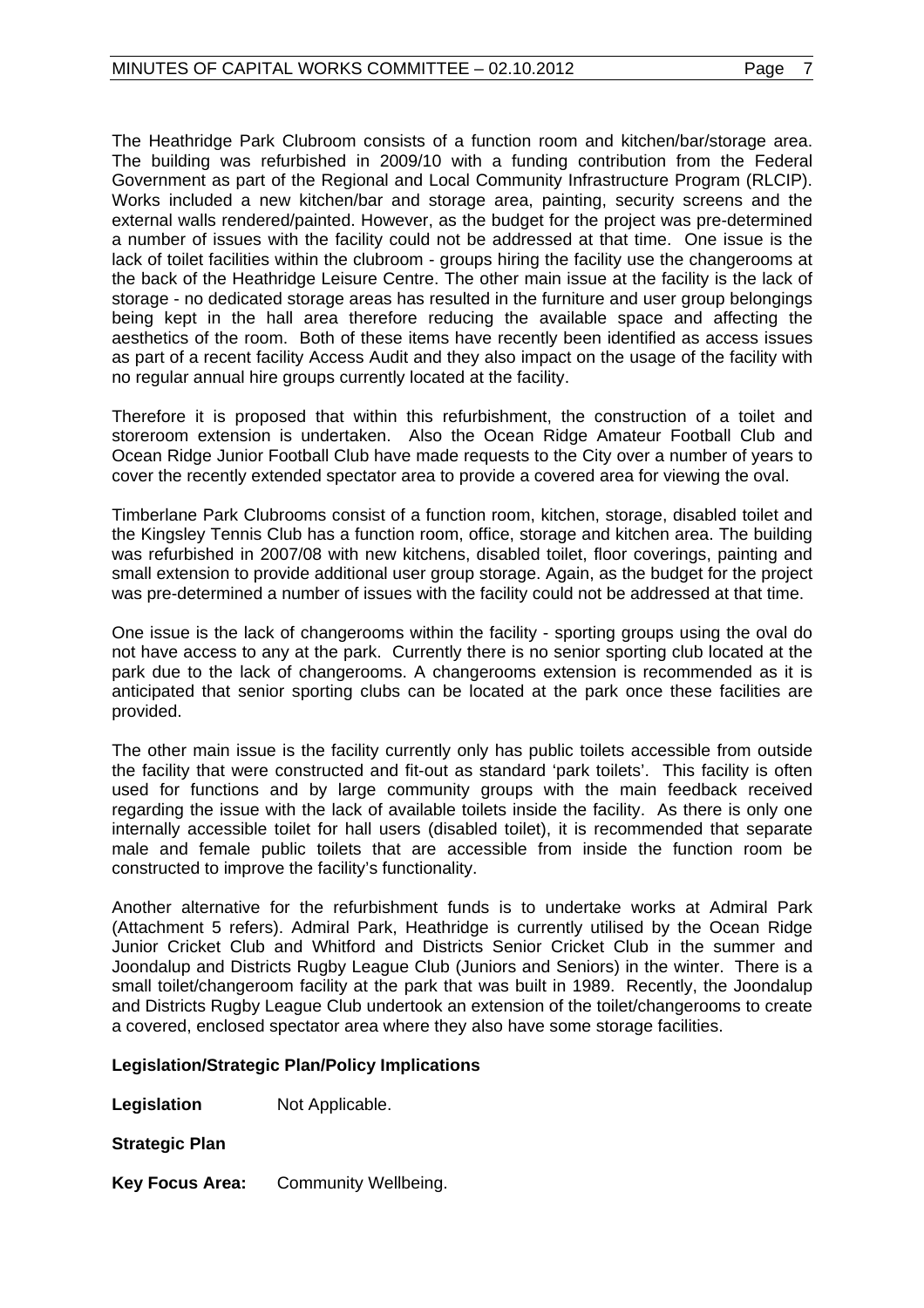The Heathridge Park Clubroom consists of a function room and kitchen/bar/storage area. The building was refurbished in 2009/10 with a funding contribution from the Federal Government as part of the Regional and Local Community Infrastructure Program (RLCIP). Works included a new kitchen/bar and storage area, painting, security screens and the external walls rendered/painted. However, as the budget for the project was pre-determined a number of issues with the facility could not be addressed at that time. One issue is the lack of toilet facilities within the clubroom - groups hiring the facility use the changerooms at the back of the Heathridge Leisure Centre. The other main issue at the facility is the lack of storage - no dedicated storage areas has resulted in the furniture and user group belongings being kept in the hall area therefore reducing the available space and affecting the aesthetics of the room. Both of these items have recently been identified as access issues as part of a recent facility Access Audit and they also impact on the usage of the facility with no regular annual hire groups currently located at the facility.

Therefore it is proposed that within this refurbishment, the construction of a toilet and storeroom extension is undertaken. Also the Ocean Ridge Amateur Football Club and Ocean Ridge Junior Football Club have made requests to the City over a number of years to cover the recently extended spectator area to provide a covered area for viewing the oval.

Timberlane Park Clubrooms consist of a function room, kitchen, storage, disabled toilet and the Kingsley Tennis Club has a function room, office, storage and kitchen area. The building was refurbished in 2007/08 with new kitchens, disabled toilet, floor coverings, painting and small extension to provide additional user group storage. Again, as the budget for the project was pre-determined a number of issues with the facility could not be addressed at that time.

One issue is the lack of changerooms within the facility - sporting groups using the oval do not have access to any at the park. Currently there is no senior sporting club located at the park due to the lack of changerooms. A changerooms extension is recommended as it is anticipated that senior sporting clubs can be located at the park once these facilities are provided.

The other main issue is the facility currently only has public toilets accessible from outside the facility that were constructed and fit-out as standard 'park toilets'. This facility is often used for functions and by large community groups with the main feedback received regarding the issue with the lack of available toilets inside the facility. As there is only one internally accessible toilet for hall users (disabled toilet), it is recommended that separate male and female public toilets that are accessible from inside the function room be constructed to improve the facility's functionality.

Another alternative for the refurbishment funds is to undertake works at Admiral Park (Attachment 5 refers). Admiral Park, Heathridge is currently utilised by the Ocean Ridge Junior Cricket Club and Whitford and Districts Senior Cricket Club in the summer and Joondalup and Districts Rugby League Club (Juniors and Seniors) in the winter. There is a small toilet/changeroom facility at the park that was built in 1989. Recently, the Joondalup and Districts Rugby League Club undertook an extension of the toilet/changerooms to create a covered, enclosed spectator area where they also have some storage facilities.

**Legislation/Strategic Plan/Policy Implications**

**Legislation** Not Applicable.

**Strategic Plan**

**Key Focus Area:** Community Wellbeing.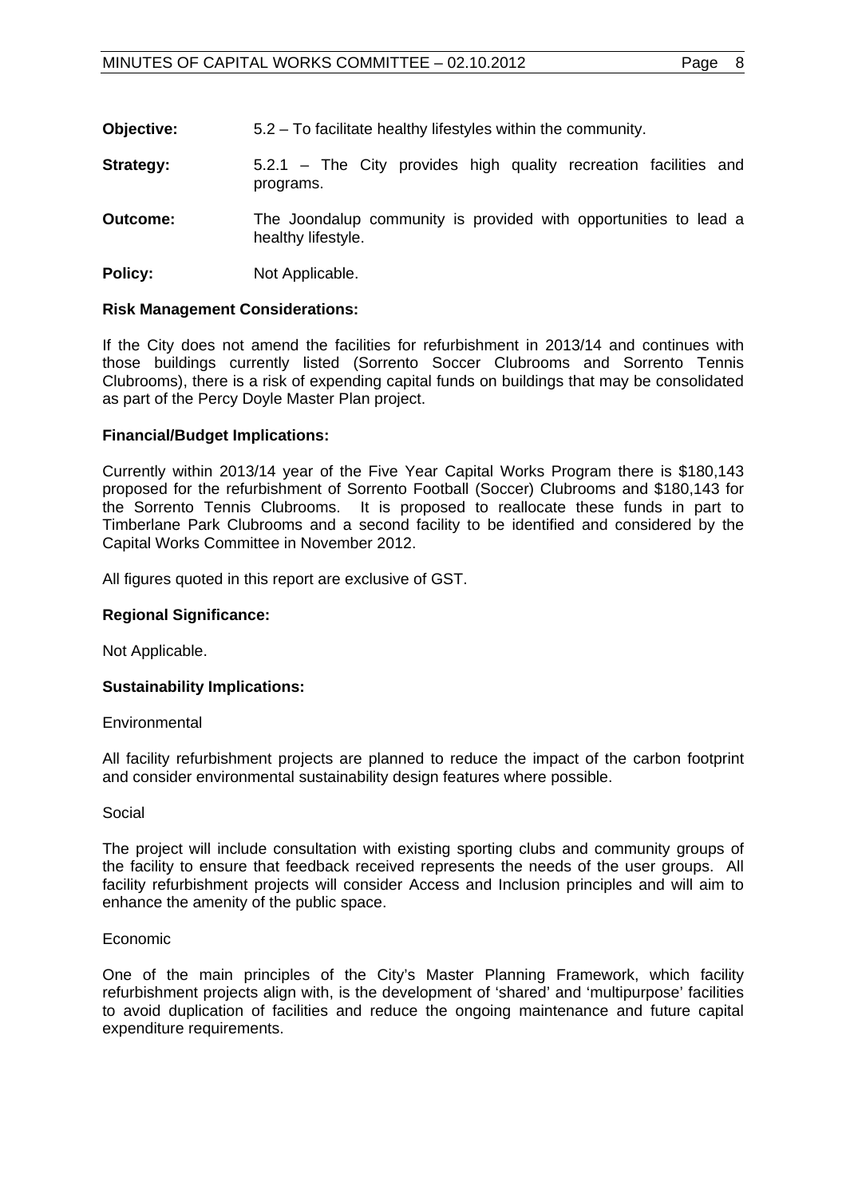**Objective:** 5.2 – To facilitate healthy lifestyles within the community.

**Strategy:** 5.2.1 – The City provides high quality recreation facilities and programs.

**Outcome:** The Joondalup community is provided with opportunities to lead a healthy lifestyle.

**Policy:** Not Applicable.

**Risk Management Considerations:**

If the City does not amend the facilities for refurbishment in 2013/14 and continues with those buildings currently listed (Sorrento Soccer Clubrooms and Sorrento Tennis Clubrooms), there is a risk of expending capital funds on buildings that may be consolidated as part of the Percy Doyle Master Plan project.

**Financial/Budget Implications:**

Currently within 2013/14 year of the Five Year Capital Works Program there is $180,143 proposed for the refurbishment of Sorrento Football (Soccer) Clubrooms and $180,143 for the Sorrento Tennis Clubrooms. It is proposed to reallocate these funds in part to Timberlane Park Clubrooms and a second facility to be identified and considered by the Capital Works Committee in November 2012.

All figures quoted in this report are exclusive of GST.

**Regional Significance:**

Not Applicable.

**Sustainability Implications:**

Environmental

All facility refurbishment projects are planned to reduce the impact of the carbon footprint and consider environmental sustainability design features where possible.

Social

The project will include consultation with existing sporting clubs and community groups of the facility to ensure that feedback received represents the needs of the user groups. All facility refurbishment projects will consider Access and Inclusion principles and will aim to enhance the amenity of the public space.

Economic

One of the main principles of the City's Master Planning Framework, which facility refurbishment projects align with, is the development of 'shared' and 'multipurpose' facilities to avoid duplication of facilities and reduce the ongoing maintenance and future capital expenditure requirements.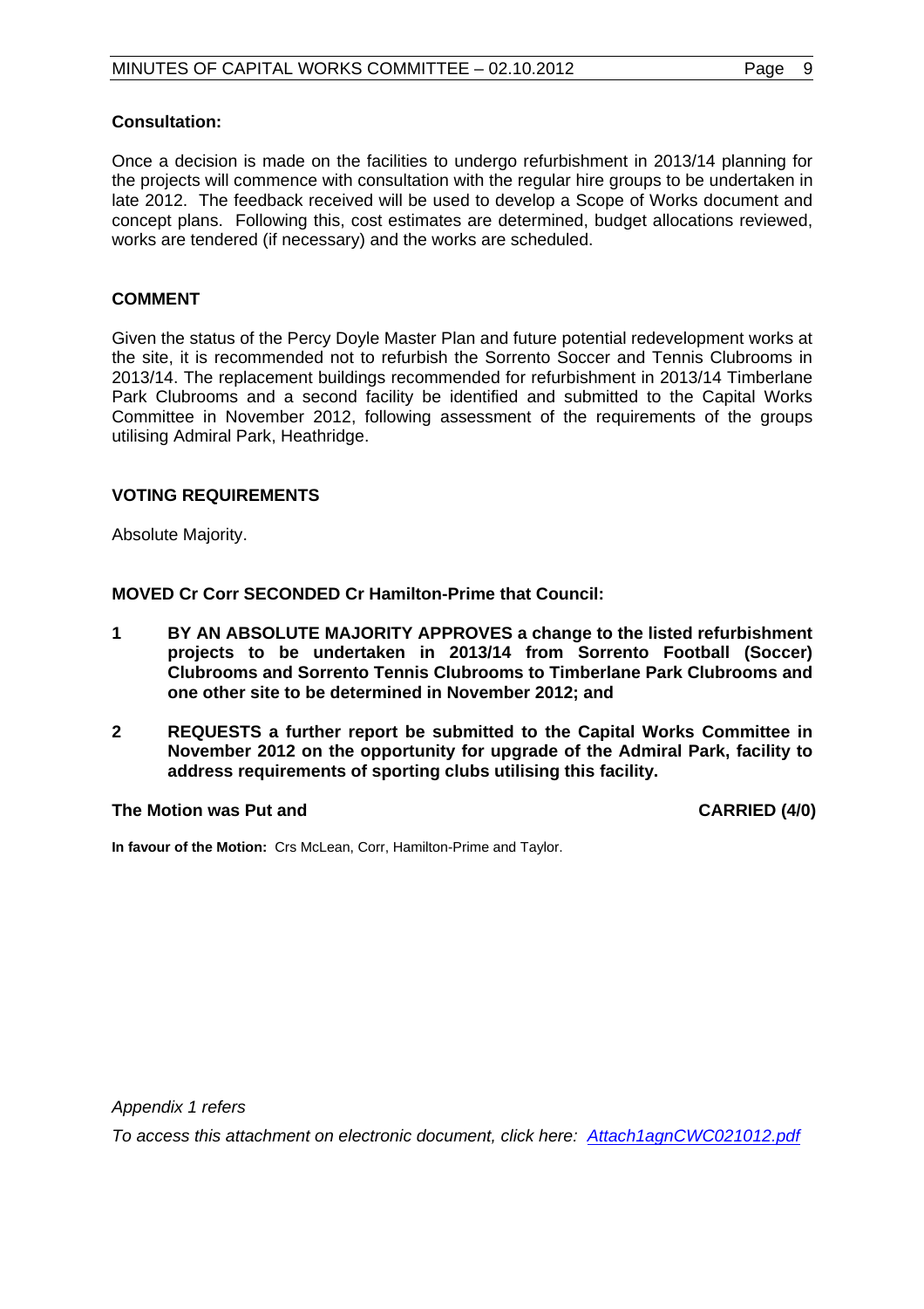**Consultation:**

Once a decision is made on the facilities to undergo refurbishment in 2013/14 planning for the projects will commence with consultation with the regular hire groups to be undertaken in late 2012. The feedback received will be used to develop a Scope of Works document and concept plans. Following this, cost estimates are determined, budget allocations reviewed, works are tendered (if necessary) and the works are scheduled.

**COMMENT**

Given the status of the Percy Doyle Master Plan and future potential redevelopment works at the site, it is recommended not to refurbish the Sorrento Soccer and Tennis Clubrooms in 2013/14. The replacement buildings recommended for refurbishment in 2013/14 Timberlane Park Clubrooms and a second facility be identified and submitted to the Capital Works Committee in November 2012, following assessment of the requirements of the groups utilising Admiral Park, Heathridge.

**VOTING REQUIREMENTS**

Absolute Majority.

**MOVED Cr Corr SECONDED Cr Hamilton-Prime that Council:**

**1 BY AN ABSOLUTE MAJORITY APPROVES a change to the listed refurbishment projects to be undertaken in 2013/14 from Sorrento Football (Soccer) Clubrooms and Sorrento Tennis Clubrooms to Timberlane Park Clubrooms and one other site to be determined in November 2012; and**

**2 REQUESTS a further report be submitted to the Capital Works Committee in November 2012 on the opportunity for upgrade of the Admiral Park, facility to address requirements of sporting clubs utilising this facility.**

**The Motion was Put and CARRIED (4/0)**

**In favour of the Motion:** Crs McLean, Corr, Hamilton-Prime and Taylor.

*Appendix 1 refers*

*To access this attachment on electronic document, click here: Attach1agnCWC021012.pdf*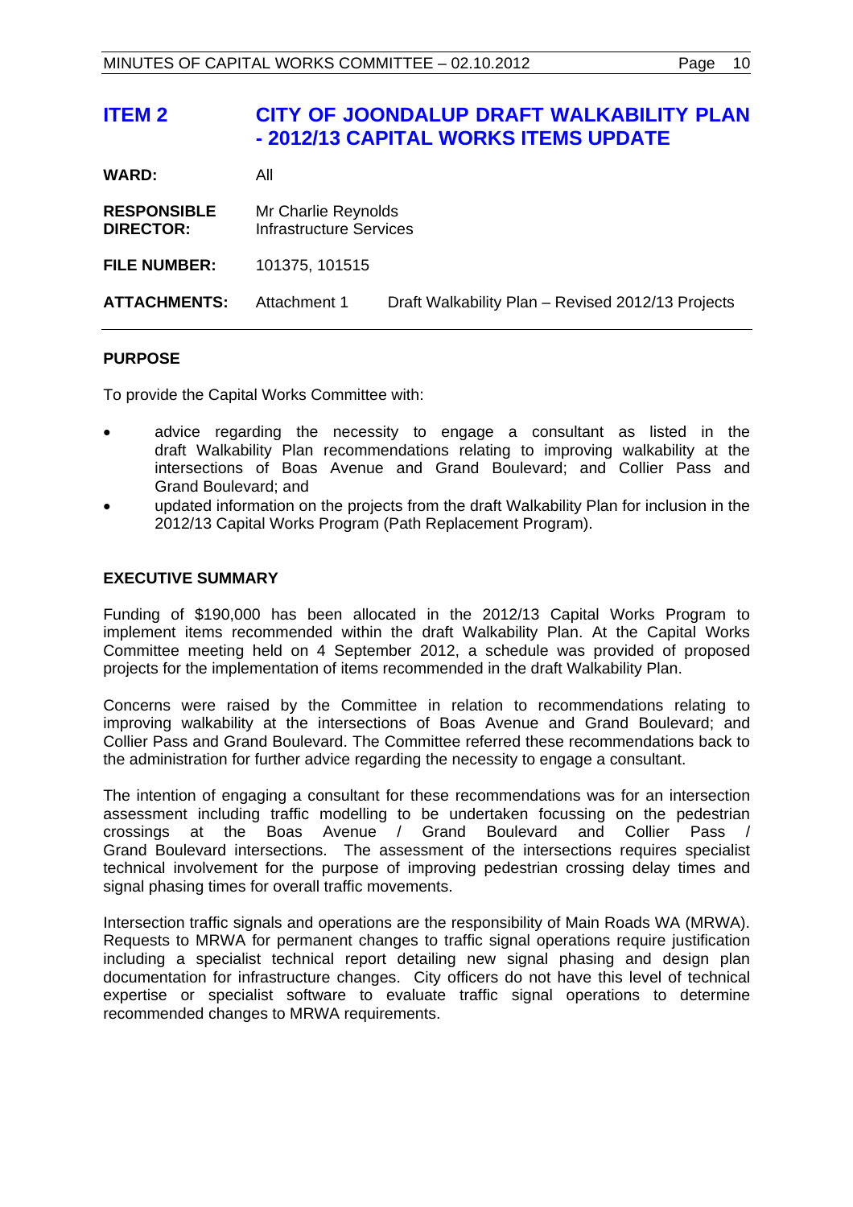# ITEM 2 CITY OF JOONDALUP DRAFT WALKABILITY PLAN - 2012/13 CAPITAL WORKS ITEMS UPDATE

**WARD:** All

**RESPONSIBLE DIRECTOR:** Mr Charlie Reynolds, Infrastructure Services

**FILE NUMBER:** 101375, 101515

**ATTACHMENTS:** Attachment 1 Draft Walkability Plan – Revised 2012/13 Projects

## PURPOSE

To provide the Capital Works Committee with:

- advice regarding the necessity to engage a consultant as listed in the draft Walkability Plan recommendations relating to improving walkability at the intersections of Boas Avenue and Grand Boulevard; and Collier Pass and Grand Boulevard; and
- updated information on the projects from the draft Walkability Plan for inclusion in the 2012/13 Capital Works Program (Path Replacement Program).

## EXECUTIVE SUMMARY

Funding of $190,000 has been allocated in the 2012/13 Capital Works Program to implement items recommended within the draft Walkability Plan. At the Capital Works Committee meeting held on 4 September 2012, a schedule was provided of proposed projects for the implementation of items recommended in the draft Walkability Plan.

Concerns were raised by the Committee in relation to recommendations relating to improving walkability at the intersections of Boas Avenue and Grand Boulevard; and Collier Pass and Grand Boulevard. The Committee referred these recommendations back to the administration for further advice regarding the necessity to engage a consultant.

The intention of engaging a consultant for these recommendations was for an intersection assessment including traffic modelling to be undertaken focussing on the pedestrian crossings at the Boas Avenue / Grand Boulevard and Collier Pass / Grand Boulevard intersections. The assessment of the intersections requires specialist technical involvement for the purpose of improving pedestrian crossing delay times and signal phasing times for overall traffic movements.

Intersection traffic signals and operations are the responsibility of Main Roads WA (MRWA). Requests to MRWA for permanent changes to traffic signal operations require justification including a specialist technical report detailing new signal phasing and design plan documentation for infrastructure changes. City officers do not have this level of technical expertise or specialist software to evaluate traffic signal operations to determine recommended changes to MRWA requirements.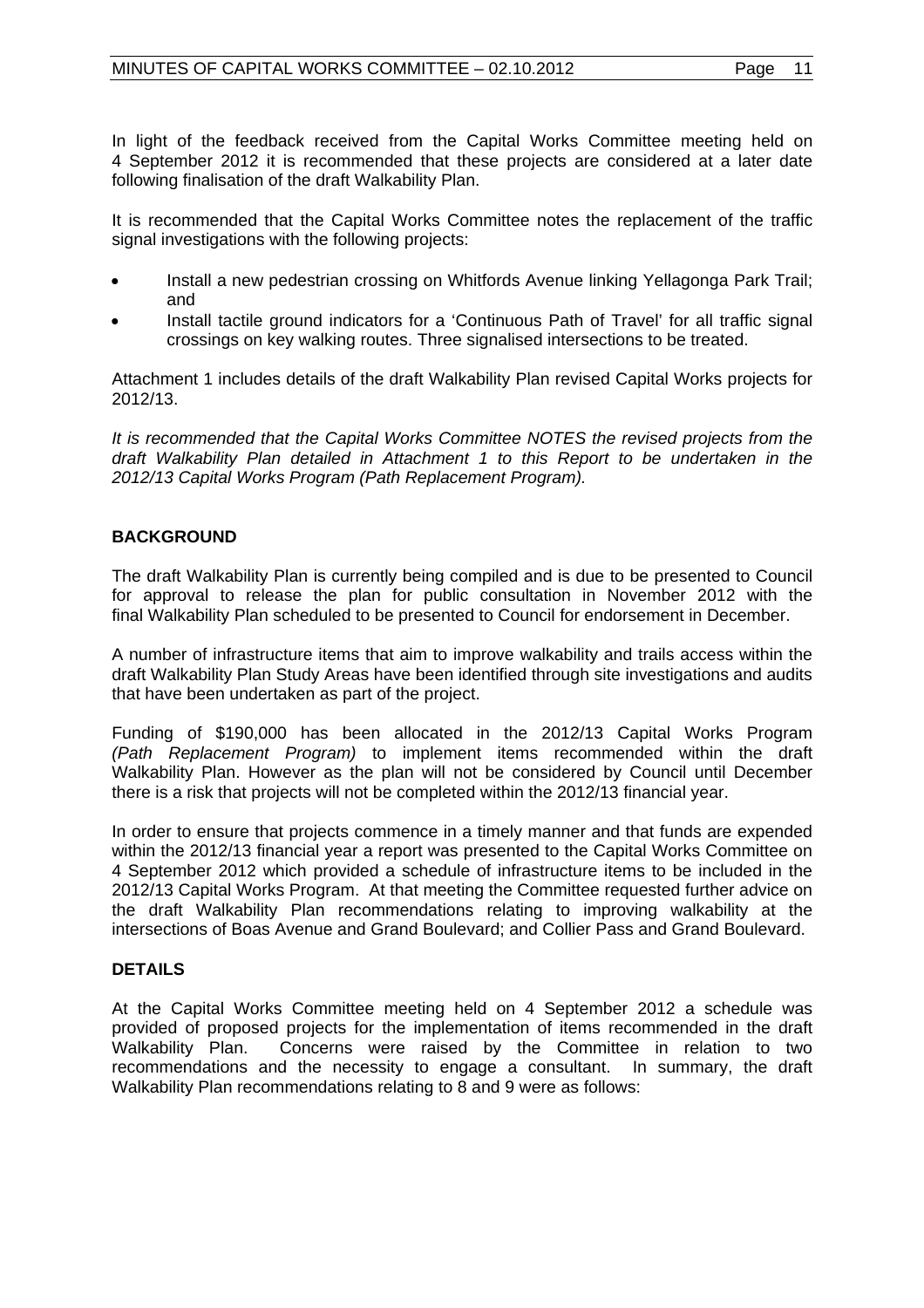In light of the feedback received from the Capital Works Committee meeting held on 4 September 2012 it is recommended that these projects are considered at a later date following finalisation of the draft Walkability Plan.

It is recommended that the Capital Works Committee notes the replacement of the traffic signal investigations with the following projects:

- Install a new pedestrian crossing on Whitfords Avenue linking Yellagonga Park Trail; and
- Install tactile ground indicators for a 'Continuous Path of Travel' for all traffic signal crossings on key walking routes. Three signalised intersections to be treated.

Attachment 1 includes details of the draft Walkability Plan revised Capital Works projects for 2012/13.

*It is recommended that the Capital Works Committee NOTES the revised projects from the draft Walkability Plan detailed in Attachment 1 to this Report to be undertaken in the 2012/13 Capital Works Program (Path Replacement Program).*

## BACKGROUND

The draft Walkability Plan is currently being compiled and is due to be presented to Council for approval to release the plan for public consultation in November 2012 with the final Walkability Plan scheduled to be presented to Council for endorsement in December.

A number of infrastructure items that aim to improve walkability and trails access within the draft Walkability Plan Study Areas have been identified through site investigations and audits that have been undertaken as part of the project.

Funding of $190,000 has been allocated in the 2012/13 Capital Works Program *(Path Replacement Program)* to implement items recommended within the draft Walkability Plan. However as the plan will not be considered by Council until December there is a risk that projects will not be completed within the 2012/13 financial year.

In order to ensure that projects commence in a timely manner and that funds are expended within the 2012/13 financial year a report was presented to the Capital Works Committee on 4 September 2012 which provided a schedule of infrastructure items to be included in the 2012/13 Capital Works Program. At that meeting the Committee requested further advice on the draft Walkability Plan recommendations relating to improving walkability at the intersections of Boas Avenue and Grand Boulevard; and Collier Pass and Grand Boulevard.

## DETAILS

At the Capital Works Committee meeting held on 4 September 2012 a schedule was provided of proposed projects for the implementation of items recommended in the draft Walkability Plan. Concerns were raised by the Committee in relation to two recommendations and the necessity to engage a consultant. In summary, the draft Walkability Plan recommendations relating to 8 and 9 were as follows: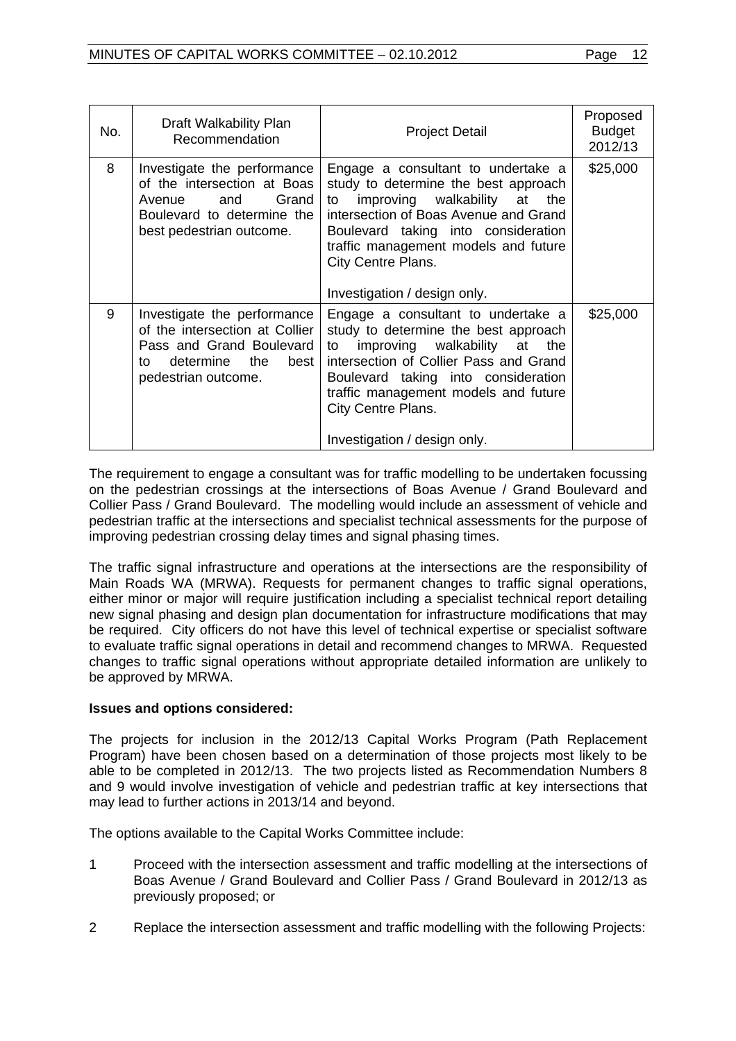| No. | Draft Walkability Plan Recommendation | Project Detail | Proposed Budget 2012/13 |
|---|---|---|---|
| 8 | Investigate the performance of the intersection at Boas Avenue and Grand Boulevard to determine the best pedestrian outcome. | Engage a consultant to undertake a study to determine the best approach to improving walkability at the intersection of Boas Avenue and Grand Boulevard taking into consideration traffic management models and future City Centre Plans.<br><br>Investigation / design only. | $25,000 |
| 9 | Investigate the performance of the intersection at Collier Pass and Grand Boulevard to determine the best pedestrian outcome. | Engage a consultant to undertake a study to determine the best approach to improving walkability at the intersection of Collier Pass and Grand Boulevard taking into consideration traffic management models and future City Centre Plans.<br><br>Investigation / design only. | $25,000 |

The requirement to engage a consultant was for traffic modelling to be undertaken focussing on the pedestrian crossings at the intersections of Boas Avenue / Grand Boulevard and Collier Pass / Grand Boulevard. The modelling would include an assessment of vehicle and pedestrian traffic at the intersections and specialist technical assessments for the purpose of improving pedestrian crossing delay times and signal phasing times.

The traffic signal infrastructure and operations at the intersections are the responsibility of Main Roads WA (MRWA). Requests for permanent changes to traffic signal operations, either minor or major will require justification including a specialist technical report detailing new signal phasing and design plan documentation for infrastructure modifications that may be required. City officers do not have this level of technical expertise or specialist software to evaluate traffic signal operations in detail and recommend changes to MRWA. Requested changes to traffic signal operations without appropriate detailed information are unlikely to be approved by MRWA.

**Issues and options considered:**

The projects for inclusion in the 2012/13 Capital Works Program (Path Replacement Program) have been chosen based on a determination of those projects most likely to be able to be completed in 2012/13. The two projects listed as Recommendation Numbers 8 and 9 would involve investigation of vehicle and pedestrian traffic at key intersections that may lead to further actions in 2013/14 and beyond.

The options available to the Capital Works Committee include:

1. Proceed with the intersection assessment and traffic modelling at the intersections of Boas Avenue / Grand Boulevard and Collier Pass / Grand Boulevard in 2012/13 as previously proposed; or
2. Replace the intersection assessment and traffic modelling with the following Projects: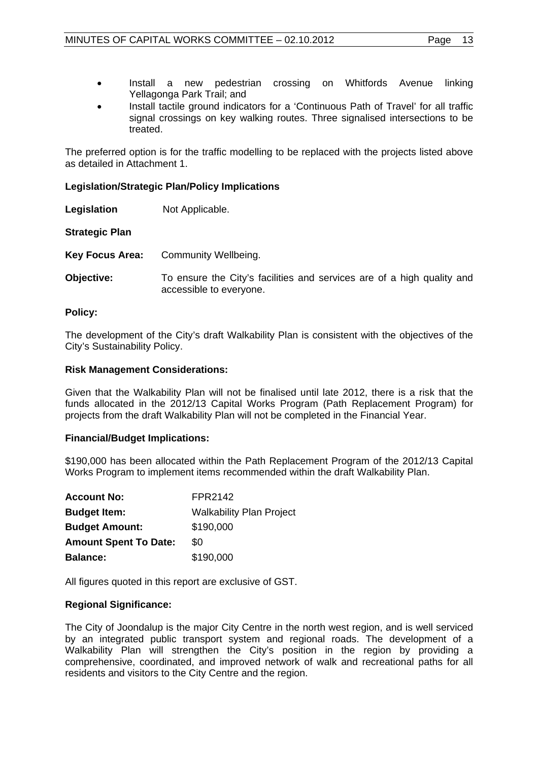- Install a new pedestrian crossing on Whitfords Avenue linking Yellagonga Park Trail; and
- Install tactile ground indicators for a 'Continuous Path of Travel' for all traffic signal crossings on key walking routes. Three signalised intersections to be treated.

The preferred option is for the traffic modelling to be replaced with the projects listed above as detailed in Attachment 1.

**Legislation/Strategic Plan/Policy Implications**

**Legislation** Not Applicable.

**Strategic Plan**

**Key Focus Area:** Community Wellbeing.

**Objective:** To ensure the City's facilities and services are of a high quality and accessible to everyone.

**Policy:**

The development of the City's draft Walkability Plan is consistent with the objectives of the City's Sustainability Policy.

**Risk Management Considerations:**

Given that the Walkability Plan will not be finalised until late 2012, there is a risk that the funds allocated in the 2012/13 Capital Works Program (Path Replacement Program) for projects from the draft Walkability Plan will not be completed in the Financial Year.

**Financial/Budget Implications:**

$190,000 has been allocated within the Path Replacement Program of the 2012/13 Capital Works Program to implement items recommended within the draft Walkability Plan.

| | |
|---|---|
| **Account No:** | FPR2142 |
| **Budget Item:** | Walkability Plan Project |
| **Budget Amount:** | $190,000 |
| **Amount Spent To Date:** | $0 |
| **Balance:** | $190,000 |

All figures quoted in this report are exclusive of GST.

**Regional Significance:**

The City of Joondalup is the major City Centre in the north west region, and is well serviced by an integrated public transport system and regional roads. The development of a Walkability Plan will strengthen the City's position in the region by providing a comprehensive, coordinated, and improved network of walk and recreational paths for all residents and visitors to the City Centre and the region.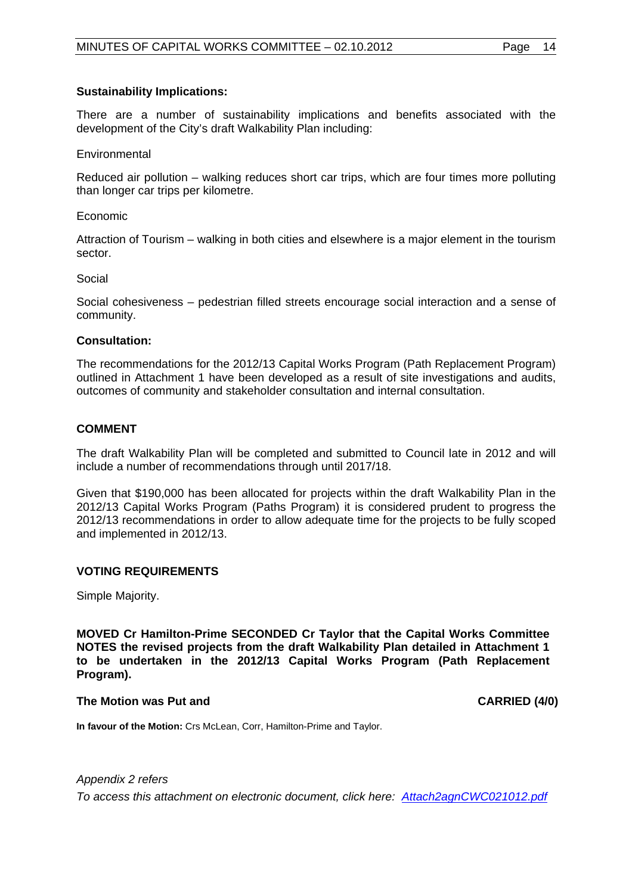**Sustainability Implications:**

There are a number of sustainability implications and benefits associated with the development of the City's draft Walkability Plan including:

Environmental

Reduced air pollution – walking reduces short car trips, which are four times more polluting than longer car trips per kilometre.

Economic

Attraction of Tourism – walking in both cities and elsewhere is a major element in the tourism sector.

Social

Social cohesiveness – pedestrian filled streets encourage social interaction and a sense of community.

**Consultation:**

The recommendations for the 2012/13 Capital Works Program (Path Replacement Program) outlined in Attachment 1 have been developed as a result of site investigations and audits, outcomes of community and stakeholder consultation and internal consultation.

## COMMENT

The draft Walkability Plan will be completed and submitted to Council late in 2012 and will include a number of recommendations through until 2017/18.

Given that $190,000 has been allocated for projects within the draft Walkability Plan in the 2012/13 Capital Works Program (Paths Program) it is considered prudent to progress the 2012/13 recommendations in order to allow adequate time for the projects to be fully scoped and implemented in 2012/13.

## VOTING REQUIREMENTS

Simple Majority.

**MOVED Cr Hamilton-Prime SECONDED Cr Taylor that the Capital Works Committee NOTES the revised projects from the draft Walkability Plan detailed in Attachment 1 to be undertaken in the 2012/13 Capital Works Program (Path Replacement Program).**

**The Motion was Put and CARRIED (4/0)**

**In favour of the Motion:** Crs McLean, Corr, Hamilton-Prime and Taylor.

*Appendix 2 refers*

*To access this attachment on electronic document, click here: Attach2agnCWC021012.pdf*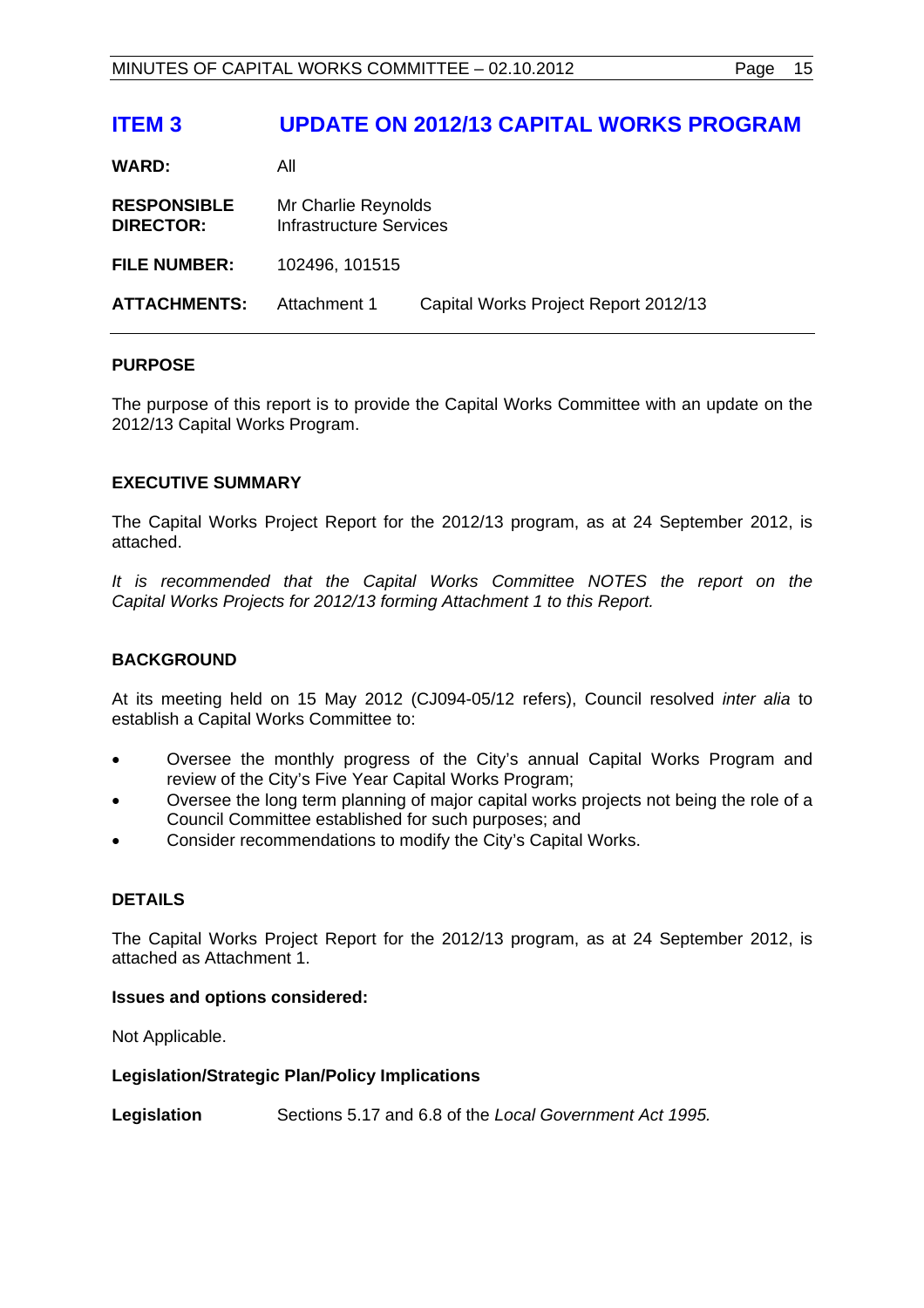# ITEM 3 UPDATE ON 2012/13 CAPITAL WORKS PROGRAM

| | | |
|---|---|---|
| **WARD:** | All | |
| **RESPONSIBLE DIRECTOR:** | Mr Charlie Reynolds<br>Infrastructure Services | |
| **FILE NUMBER:** | 102496, 101515 | |
| **ATTACHMENTS:** | Attachment 1 | Capital Works Project Report 2012/13 |

## PURPOSE

The purpose of this report is to provide the Capital Works Committee with an update on the 2012/13 Capital Works Program.

## EXECUTIVE SUMMARY

The Capital Works Project Report for the 2012/13 program, as at 24 September 2012, is attached.

*It is recommended that the Capital Works Committee NOTES the report on the Capital Works Projects for 2012/13 forming Attachment 1 to this Report.*

## BACKGROUND

At its meeting held on 15 May 2012 (CJ094-05/12 refers), Council resolved *inter alia* to establish a Capital Works Committee to:

- Oversee the monthly progress of the City's annual Capital Works Program and review of the City's Five Year Capital Works Program;
- Oversee the long term planning of major capital works projects not being the role of a Council Committee established for such purposes; and
- Consider recommendations to modify the City's Capital Works.

## DETAILS

The Capital Works Project Report for the 2012/13 program, as at 24 September 2012, is attached as Attachment 1.

### Issues and options considered:

Not Applicable.

### Legislation/Strategic Plan/Policy Implications

**Legislation** Sections 5.17 and 6.8 of the *Local Government Act 1995.*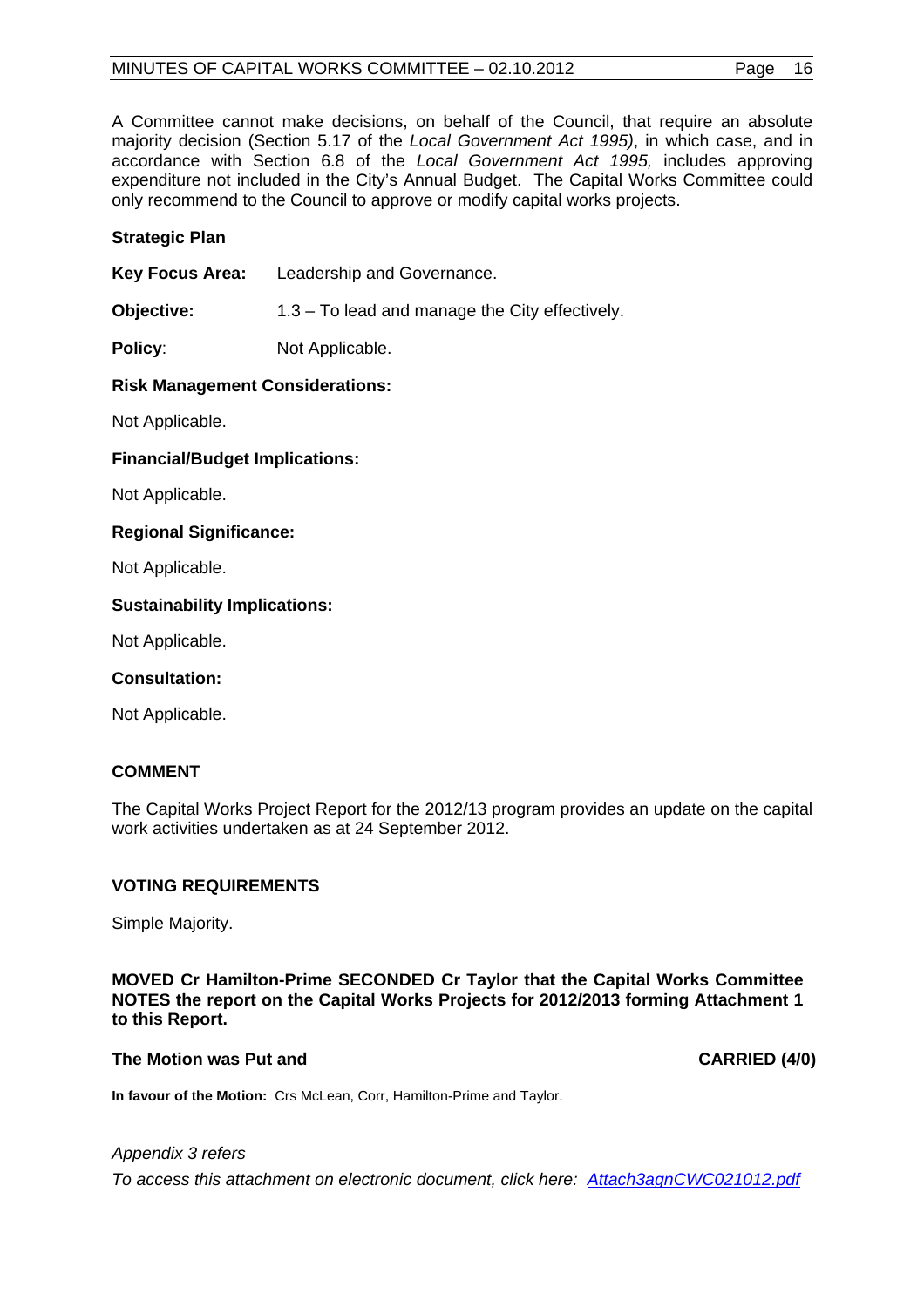A Committee cannot make decisions, on behalf of the Council, that require an absolute majority decision (Section 5.17 of the *Local Government Act 1995)*, in which case, and in accordance with Section 6.8 of the *Local Government Act 1995,* includes approving expenditure not included in the City's Annual Budget. The Capital Works Committee could only recommend to the Council to approve or modify capital works projects.

**Strategic Plan**

**Key Focus Area:** Leadership and Governance.

**Objective:** 1.3 – To lead and manage the City effectively.

**Policy**: Not Applicable.

**Risk Management Considerations:**

Not Applicable.

**Financial/Budget Implications:**

Not Applicable.

**Regional Significance:**

Not Applicable.

**Sustainability Implications:**

Not Applicable.

**Consultation:**

Not Applicable.

**COMMENT**

The Capital Works Project Report for the 2012/13 program provides an update on the capital work activities undertaken as at 24 September 2012.

**VOTING REQUIREMENTS**

Simple Majority.

**MOVED Cr Hamilton-Prime SECONDED Cr Taylor that the Capital Works Committee NOTES the report on the Capital Works Projects for 2012/2013 forming Attachment 1 to this Report.**

**The Motion was Put and CARRIED (4/0)**

**In favour of the Motion:** Crs McLean, Corr, Hamilton-Prime and Taylor.

*Appendix 3 refers*

*To access this attachment on electronic document, click here: Attach3agnCWC021012.pdf*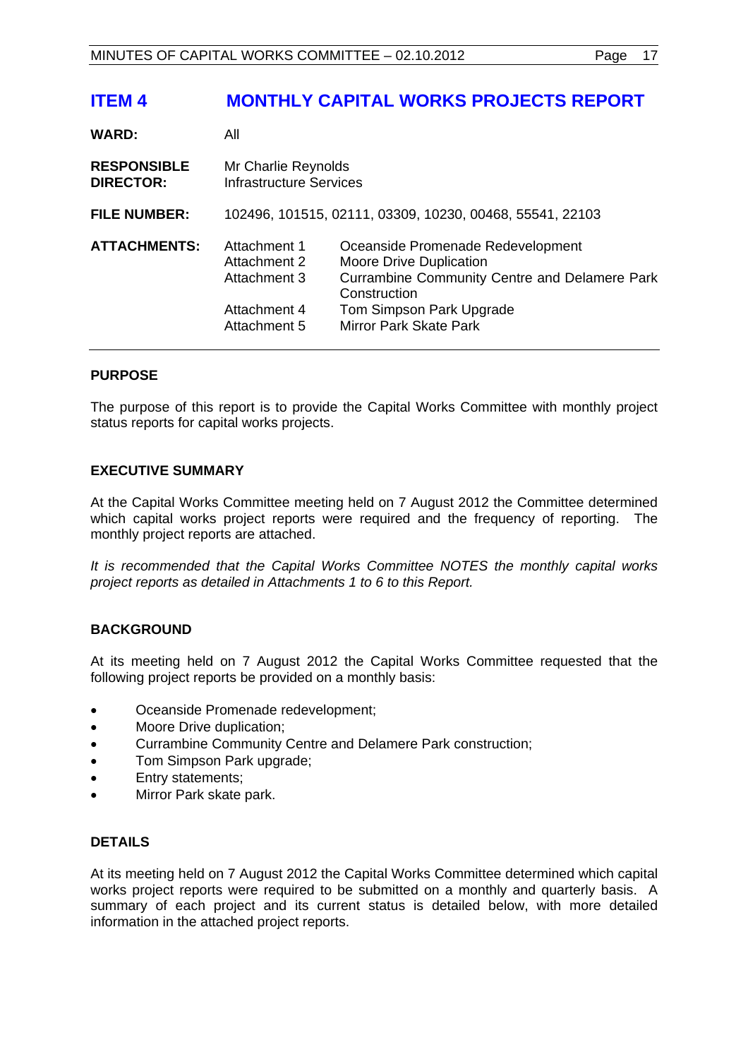## ITEM 4 MONTHLY CAPITAL WORKS PROJECTS REPORT

**WARD:** All

**RESPONSIBLE DIRECTOR:** Mr Charlie Reynolds
Infrastructure Services

**FILE NUMBER:** 102496, 101515, 02111, 03309, 10230, 00468, 55541, 22103

**ATTACHMENTS:**

| | |
|---|---|
| Attachment 1 | Oceanside Promenade Redevelopment |
| Attachment 2 | Moore Drive Duplication |
| Attachment 3 | Currambine Community Centre and Delamere Park Construction |
| Attachment 4 | Tom Simpson Park Upgrade |
| Attachment 5 | Mirror Park Skate Park |

### PURPOSE

The purpose of this report is to provide the Capital Works Committee with monthly project status reports for capital works projects.

### EXECUTIVE SUMMARY

At the Capital Works Committee meeting held on 7 August 2012 the Committee determined which capital works project reports were required and the frequency of reporting. The monthly project reports are attached.

*It is recommended that the Capital Works Committee NOTES the monthly capital works project reports as detailed in Attachments 1 to 6 to this Report.*

### BACKGROUND

At its meeting held on 7 August 2012 the Capital Works Committee requested that the following project reports be provided on a monthly basis:

- Oceanside Promenade redevelopment;
- Moore Drive duplication;
- Currambine Community Centre and Delamere Park construction;
- Tom Simpson Park upgrade;
- Entry statements;
- Mirror Park skate park.

### DETAILS

At its meeting held on 7 August 2012 the Capital Works Committee determined which capital works project reports were required to be submitted on a monthly and quarterly basis. A summary of each project and its current status is detailed below, with more detailed information in the attached project reports.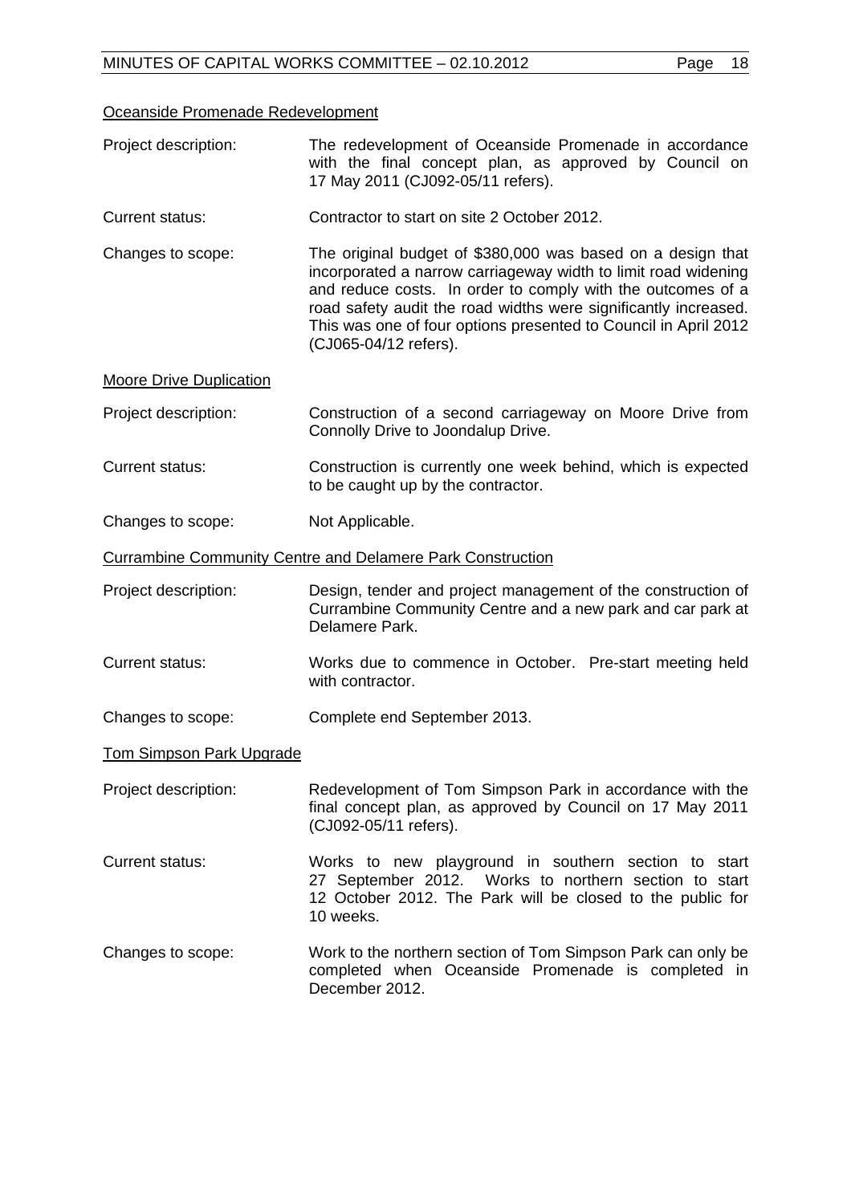Oceanside Promenade Redevelopment

| | |
|---|---|
| Project description: | The redevelopment of Oceanside Promenade in accordance with the final concept plan, as approved by Council on 17 May 2011 (CJ092-05/11 refers). |
| Current status: | Contractor to start on site 2 October 2012. |
| Changes to scope: | The original budget of $380,000 was based on a design that incorporated a narrow carriageway width to limit road widening and reduce costs. In order to comply with the outcomes of a road safety audit the road widths were significantly increased. This was one of four options presented to Council in April 2012 (CJ065-04/12 refers). |

Moore Drive Duplication

| | |
|---|---|
| Project description: | Construction of a second carriageway on Moore Drive from Connolly Drive to Joondalup Drive. |
| Current status: | Construction is currently one week behind, which is expected to be caught up by the contractor. |
| Changes to scope: | Not Applicable. |

Currambine Community Centre and Delamere Park Construction

| | |
|---|---|
| Project description: | Design, tender and project management of the construction of Currambine Community Centre and a new park and car park at Delamere Park. |
| Current status: | Works due to commence in October. Pre-start meeting held with contractor. |
| Changes to scope: | Complete end September 2013. |

Tom Simpson Park Upgrade

| | |
|---|---|
| Project description: | Redevelopment of Tom Simpson Park in accordance with the final concept plan, as approved by Council on 17 May 2011 (CJ092-05/11 refers). |
| Current status: | Works to new playground in southern section to start 27 September 2012. Works to northern section to start 12 October 2012. The Park will be closed to the public for 10 weeks. |
| Changes to scope: | Work to the northern section of Tom Simpson Park can only be completed when Oceanside Promenade is completed in December 2012. |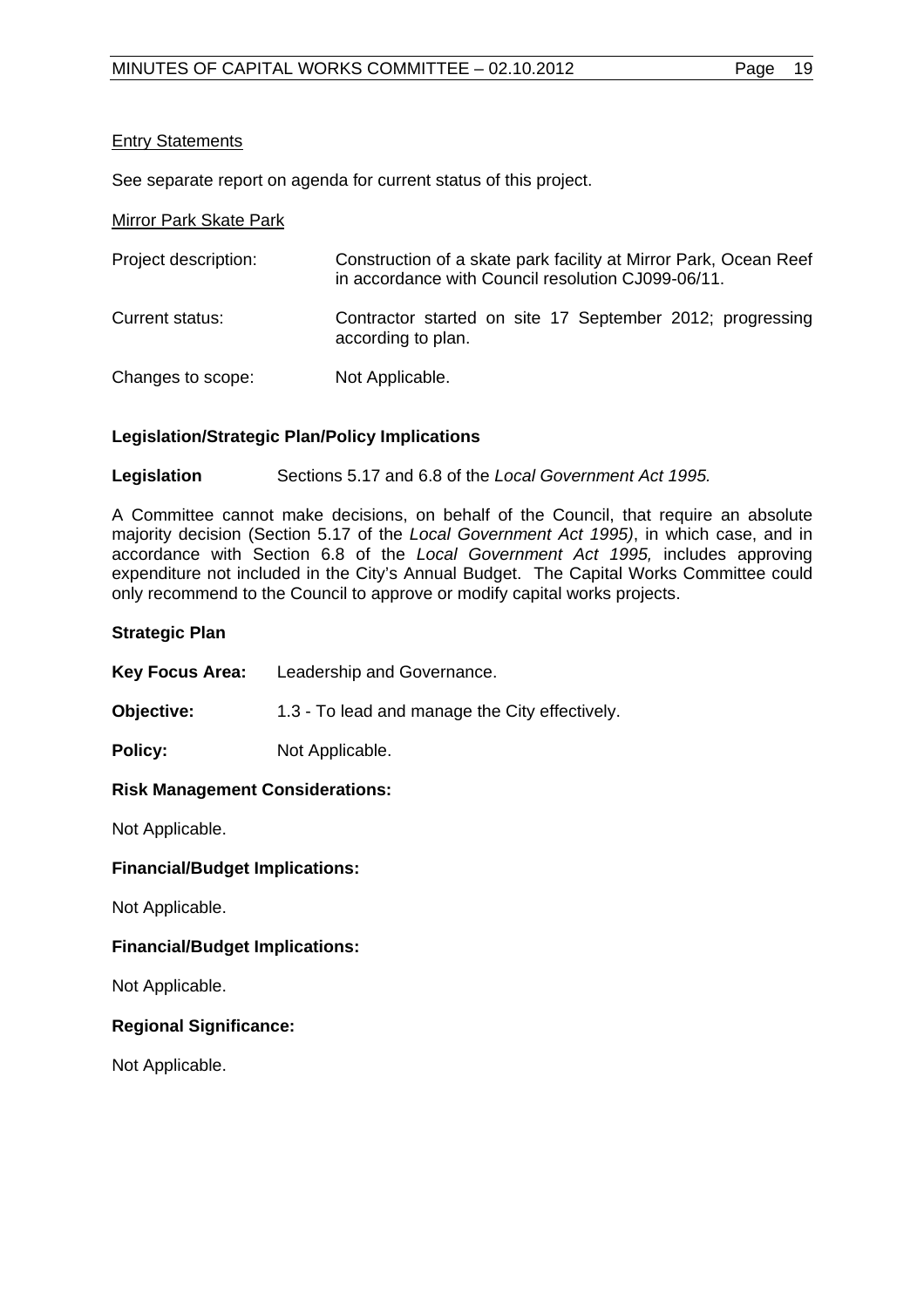Entry Statements

See separate report on agenda for current status of this project.

Mirror Park Skate Park

| | |
|---|---|
| Project description: | Construction of a skate park facility at Mirror Park, Ocean Reef in accordance with Council resolution CJ099-06/11. |
| Current status: | Contractor started on site 17 September 2012; progressing according to plan. |
| Changes to scope: | Not Applicable. |

### Legislation/Strategic Plan/Policy Implications

**Legislation** Sections 5.17 and 6.8 of the *Local Government Act 1995.*

A Committee cannot make decisions, on behalf of the Council, that require an absolute majority decision (Section 5.17 of the *Local Government Act 1995)*, in which case, and in accordance with Section 6.8 of the *Local Government Act 1995,* includes approving expenditure not included in the City's Annual Budget. The Capital Works Committee could only recommend to the Council to approve or modify capital works projects.

### Strategic Plan

**Key Focus Area:** Leadership and Governance.

**Objective:** 1.3 - To lead and manage the City effectively.

**Policy:** Not Applicable.

### Risk Management Considerations:

Not Applicable.

### Financial/Budget Implications:

Not Applicable.

### Financial/Budget Implications:

Not Applicable.

### Regional Significance:

Not Applicable.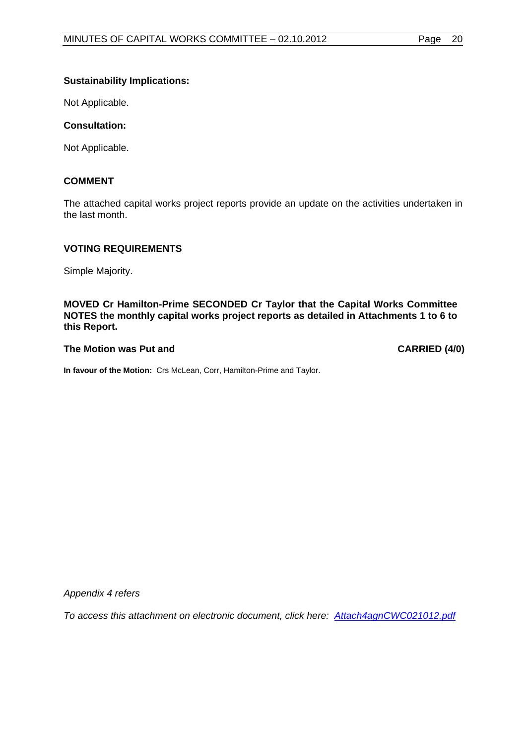**Sustainability Implications:**

Not Applicable.

**Consultation:**

Not Applicable.

## COMMENT

The attached capital works project reports provide an update on the activities undertaken in the last month.

## VOTING REQUIREMENTS

Simple Majority.

**MOVED Cr Hamilton-Prime SECONDED Cr Taylor that the Capital Works Committee NOTES the monthly capital works project reports as detailed in Attachments 1 to 6 to this Report.**

**The Motion was Put and CARRIED (4/0)**

**In favour of the Motion:** Crs McLean, Corr, Hamilton-Prime and Taylor.

*Appendix 4 refers*

*To access this attachment on electronic document, click here: Attach4agnCWC021012.pdf*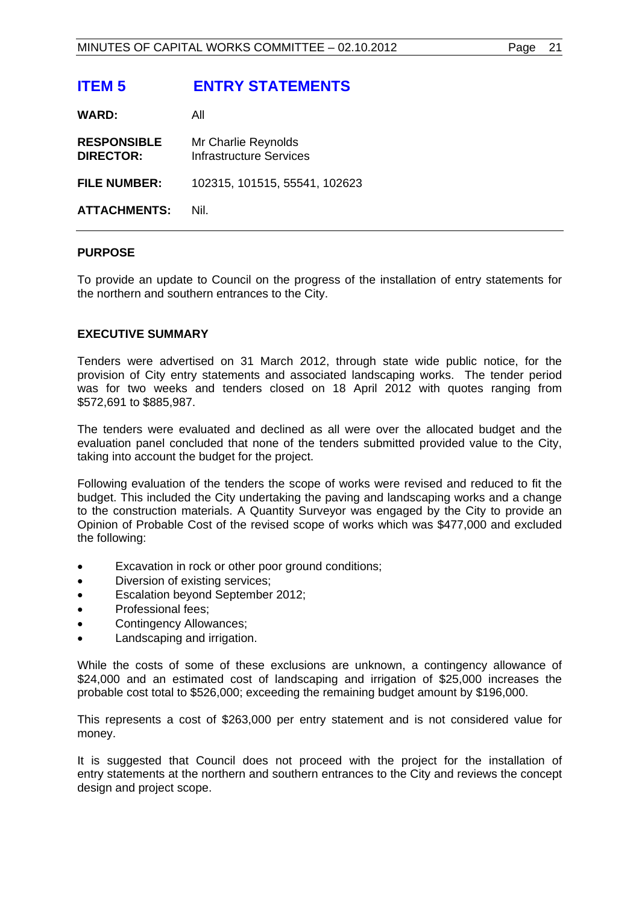# ITEM 5 ENTRY STATEMENTS

**WARD:** All

**RESPONSIBLE DIRECTOR:** Mr Charlie Reynolds
Infrastructure Services

**FILE NUMBER:** 102315, 101515, 55541, 102623

**ATTACHMENTS:** Nil.

## PURPOSE

To provide an update to Council on the progress of the installation of entry statements for the northern and southern entrances to the City.

## EXECUTIVE SUMMARY

Tenders were advertised on 31 March 2012, through state wide public notice, for the provision of City entry statements and associated landscaping works. The tender period was for two weeks and tenders closed on 18 April 2012 with quotes ranging from $572,691 to $885,987.

The tenders were evaluated and declined as all were over the allocated budget and the evaluation panel concluded that none of the tenders submitted provided value to the City, taking into account the budget for the project.

Following evaluation of the tenders the scope of works were revised and reduced to fit the budget. This included the City undertaking the paving and landscaping works and a change to the construction materials. A Quantity Surveyor was engaged by the City to provide an Opinion of Probable Cost of the revised scope of works which was $477,000 and excluded the following:

- Excavation in rock or other poor ground conditions;
- Diversion of existing services;
- Escalation beyond September 2012;
- Professional fees;
- Contingency Allowances;
- Landscaping and irrigation.

While the costs of some of these exclusions are unknown, a contingency allowance of $24,000 and an estimated cost of landscaping and irrigation of $25,000 increases the probable cost total to $526,000; exceeding the remaining budget amount by $196,000.

This represents a cost of $263,000 per entry statement and is not considered value for money.

It is suggested that Council does not proceed with the project for the installation of entry statements at the northern and southern entrances to the City and reviews the concept design and project scope.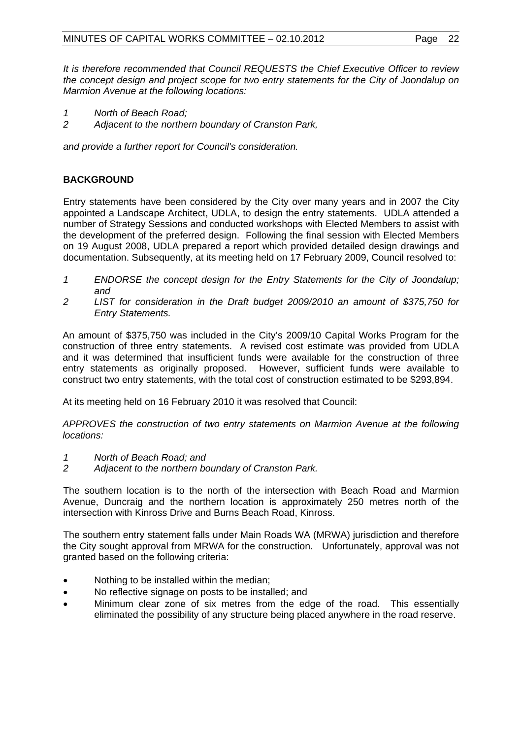*It is therefore recommended that Council REQUESTS the Chief Executive Officer to review the concept design and project scope for two entry statements for the City of Joondalup on Marmion Avenue at the following locations:*

*1 North of Beach Road;*
*2 Adjacent to the northern boundary of Cranston Park,*

*and provide a further report for Council's consideration.*

**BACKGROUND**

Entry statements have been considered by the City over many years and in 2007 the City appointed a Landscape Architect, UDLA, to design the entry statements. UDLA attended a number of Strategy Sessions and conducted workshops with Elected Members to assist with the development of the preferred design. Following the final session with Elected Members on 19 August 2008, UDLA prepared a report which provided detailed design drawings and documentation. Subsequently, at its meeting held on 17 February 2009, Council resolved to:

*1 ENDORSE the concept design for the Entry Statements for the City of Joondalup; and*
*2 LIST for consideration in the Draft budget 2009/2010 an amount of $375,750 for Entry Statements.*

An amount of $375,750 was included in the City's 2009/10 Capital Works Program for the construction of three entry statements. A revised cost estimate was provided from UDLA and it was determined that insufficient funds were available for the construction of three entry statements as originally proposed. However, sufficient funds were available to construct two entry statements, with the total cost of construction estimated to be $293,894.

At its meeting held on 16 February 2010 it was resolved that Council:

*APPROVES the construction of two entry statements on Marmion Avenue at the following locations:*

*1 North of Beach Road; and*
*2 Adjacent to the northern boundary of Cranston Park.*

The southern location is to the north of the intersection with Beach Road and Marmion Avenue, Duncraig and the northern location is approximately 250 metres north of the intersection with Kinross Drive and Burns Beach Road, Kinross.

The southern entry statement falls under Main Roads WA (MRWA) jurisdiction and therefore the City sought approval from MRWA for the construction. Unfortunately, approval was not granted based on the following criteria:

- Nothing to be installed within the median;
- No reflective signage on posts to be installed; and
- Minimum clear zone of six metres from the edge of the road. This essentially eliminated the possibility of any structure being placed anywhere in the road reserve.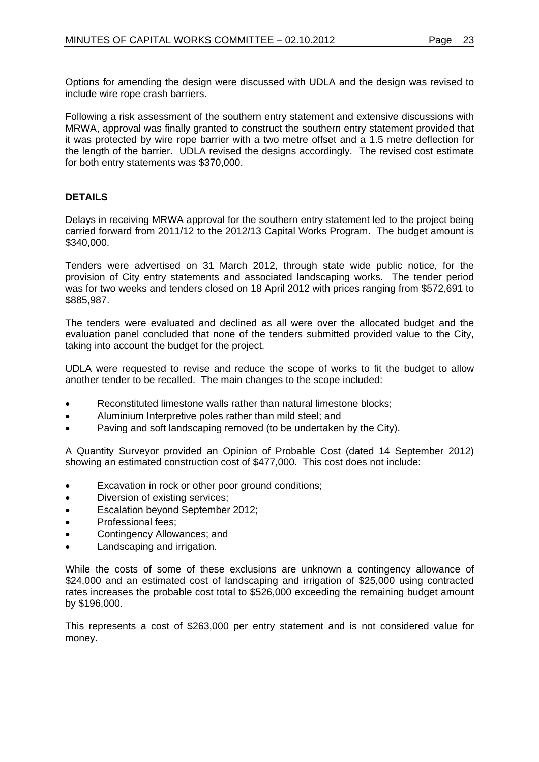Options for amending the design were discussed with UDLA and the design was revised to include wire rope crash barriers.

Following a risk assessment of the southern entry statement and extensive discussions with MRWA, approval was finally granted to construct the southern entry statement provided that it was protected by wire rope barrier with a two metre offset and a 1.5 metre deflection for the length of the barrier. UDLA revised the designs accordingly. The revised cost estimate for both entry statements was $370,000.

**DETAILS**

Delays in receiving MRWA approval for the southern entry statement led to the project being carried forward from 2011/12 to the 2012/13 Capital Works Program. The budget amount is $340,000.

Tenders were advertised on 31 March 2012, through state wide public notice, for the provision of City entry statements and associated landscaping works. The tender period was for two weeks and tenders closed on 18 April 2012 with prices ranging from $572,691 to $885,987.

The tenders were evaluated and declined as all were over the allocated budget and the evaluation panel concluded that none of the tenders submitted provided value to the City, taking into account the budget for the project.

UDLA were requested to revise and reduce the scope of works to fit the budget to allow another tender to be recalled. The main changes to the scope included:

- Reconstituted limestone walls rather than natural limestone blocks;
- Aluminium Interpretive poles rather than mild steel; and
- Paving and soft landscaping removed (to be undertaken by the City).

A Quantity Surveyor provided an Opinion of Probable Cost (dated 14 September 2012) showing an estimated construction cost of $477,000. This cost does not include:

- Excavation in rock or other poor ground conditions;
- Diversion of existing services;
- Escalation beyond September 2012;
- Professional fees;
- Contingency Allowances; and
- Landscaping and irrigation.

While the costs of some of these exclusions are unknown a contingency allowance of $24,000 and an estimated cost of landscaping and irrigation of $25,000 using contracted rates increases the probable cost total to $526,000 exceeding the remaining budget amount by $196,000.

This represents a cost of $263,000 per entry statement and is not considered value for money.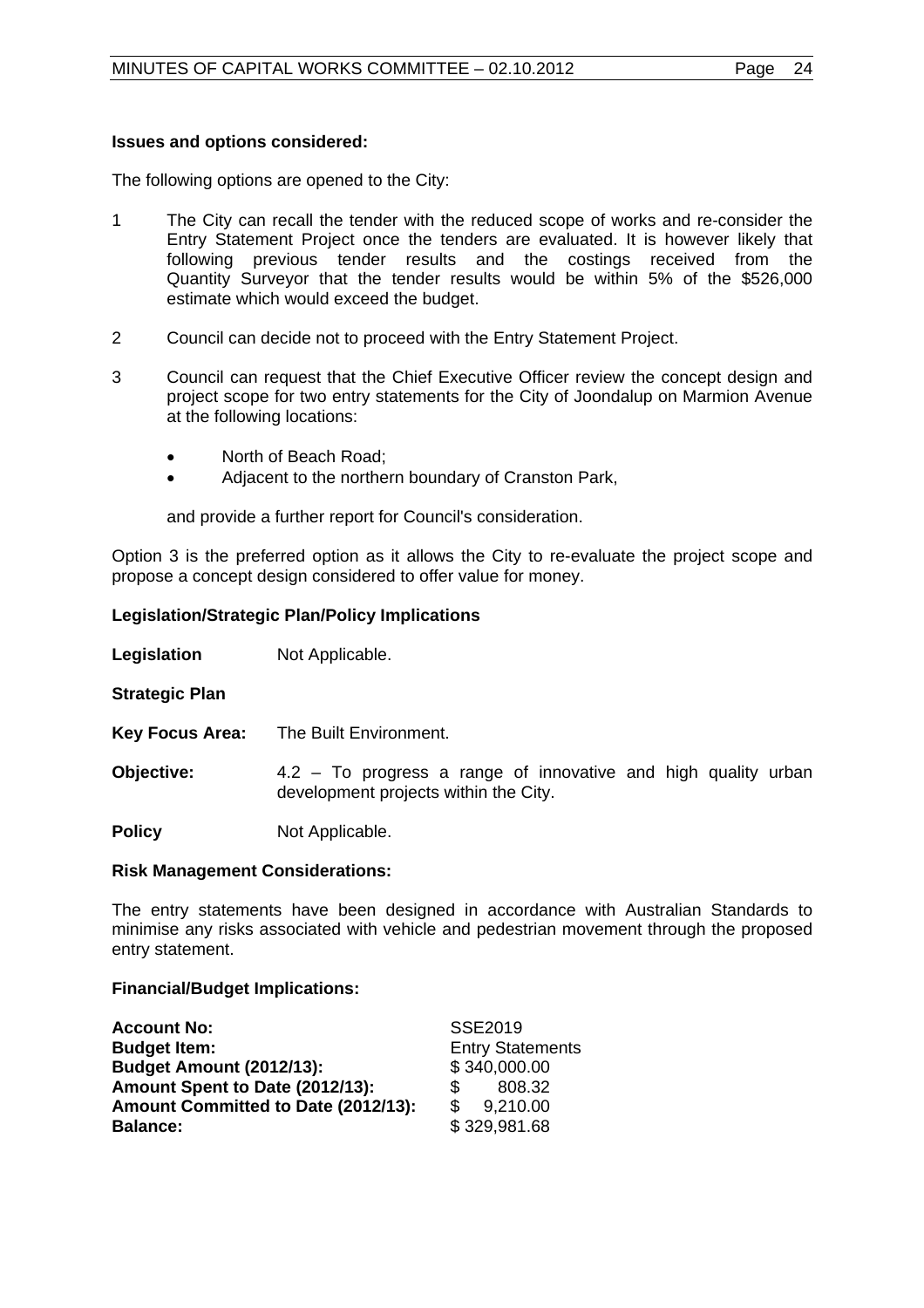**Issues and options considered:**

The following options are opened to the City:

1. The City can recall the tender with the reduced scope of works and re-consider the Entry Statement Project once the tenders are evaluated. It is however likely that following previous tender results and the costings received from the Quantity Surveyor that the tender results would be within 5% of the $526,000 estimate which would exceed the budget.

2. Council can decide not to proceed with the Entry Statement Project.

3. Council can request that the Chief Executive Officer review the concept design and project scope for two entry statements for the City of Joondalup on Marmion Avenue at the following locations:

    - North of Beach Road;
    - Adjacent to the northern boundary of Cranston Park,

    and provide a further report for Council's consideration.

Option 3 is the preferred option as it allows the City to re-evaluate the project scope and propose a concept design considered to offer value for money.

**Legislation/Strategic Plan/Policy Implications**

**Legislation** Not Applicable.

**Strategic Plan**

**Key Focus Area:** The Built Environment.

**Objective:** 4.2 – To progress a range of innovative and high quality urban development projects within the City.

**Policy** Not Applicable.

**Risk Management Considerations:**

The entry statements have been designed in accordance with Australian Standards to minimise any risks associated with vehicle and pedestrian movement through the proposed entry statement.

**Financial/Budget Implications:**

| | |
|---|---|
| **Account No:** | SSE2019 |
| **Budget Item:** | Entry Statements |
| **Budget Amount (2012/13):** | $ 340,000.00 |
| **Amount Spent to Date (2012/13):** | $ 808.32 |
| **Amount Committed to Date (2012/13):** | $ 9,210.00 |
| **Balance:** | $ 329,981.68 |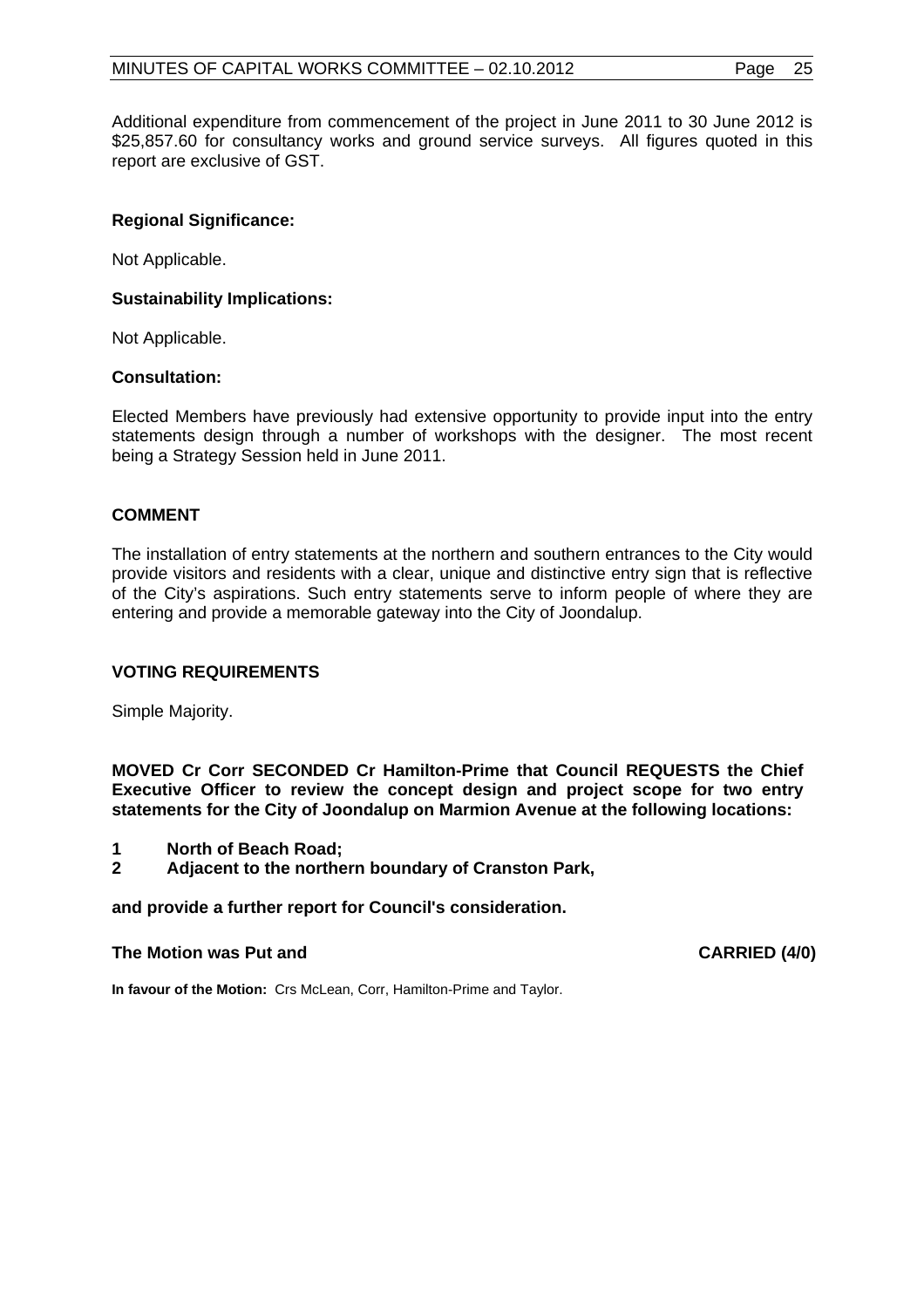Additional expenditure from commencement of the project in June 2011 to 30 June 2012 is $25,857.60 for consultancy works and ground service surveys. All figures quoted in this report are exclusive of GST.

**Regional Significance:**

Not Applicable.

**Sustainability Implications:**

Not Applicable.

**Consultation:**

Elected Members have previously had extensive opportunity to provide input into the entry statements design through a number of workshops with the designer. The most recent being a Strategy Session held in June 2011.

## COMMENT

The installation of entry statements at the northern and southern entrances to the City would provide visitors and residents with a clear, unique and distinctive entry sign that is reflective of the City's aspirations. Such entry statements serve to inform people of where they are entering and provide a memorable gateway into the City of Joondalup.

## VOTING REQUIREMENTS

Simple Majority.

**MOVED Cr Corr SECONDED Cr Hamilton-Prime that Council REQUESTS the Chief Executive Officer to review the concept design and project scope for two entry statements for the City of Joondalup on Marmion Avenue at the following locations:**

**1 North of Beach Road;**
**2 Adjacent to the northern boundary of Cranston Park,**

**and provide a further report for Council's consideration.**

**The Motion was Put and CARRIED (4/0)**

**In favour of the Motion:** Crs McLean, Corr, Hamilton-Prime and Taylor.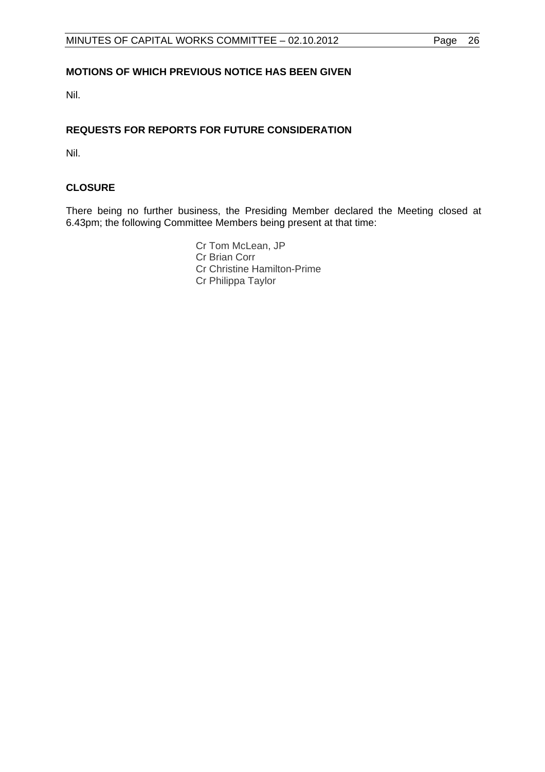## MOTIONS OF WHICH PREVIOUS NOTICE HAS BEEN GIVEN

Nil.

## REQUESTS FOR REPORTS FOR FUTURE CONSIDERATION

Nil.

## CLOSURE

There being no further business, the Presiding Member declared the Meeting closed at 6.43pm; the following Committee Members being present at that time:

Cr Tom McLean, JP
Cr Brian Corr
Cr Christine Hamilton-Prime
Cr Philippa Taylor